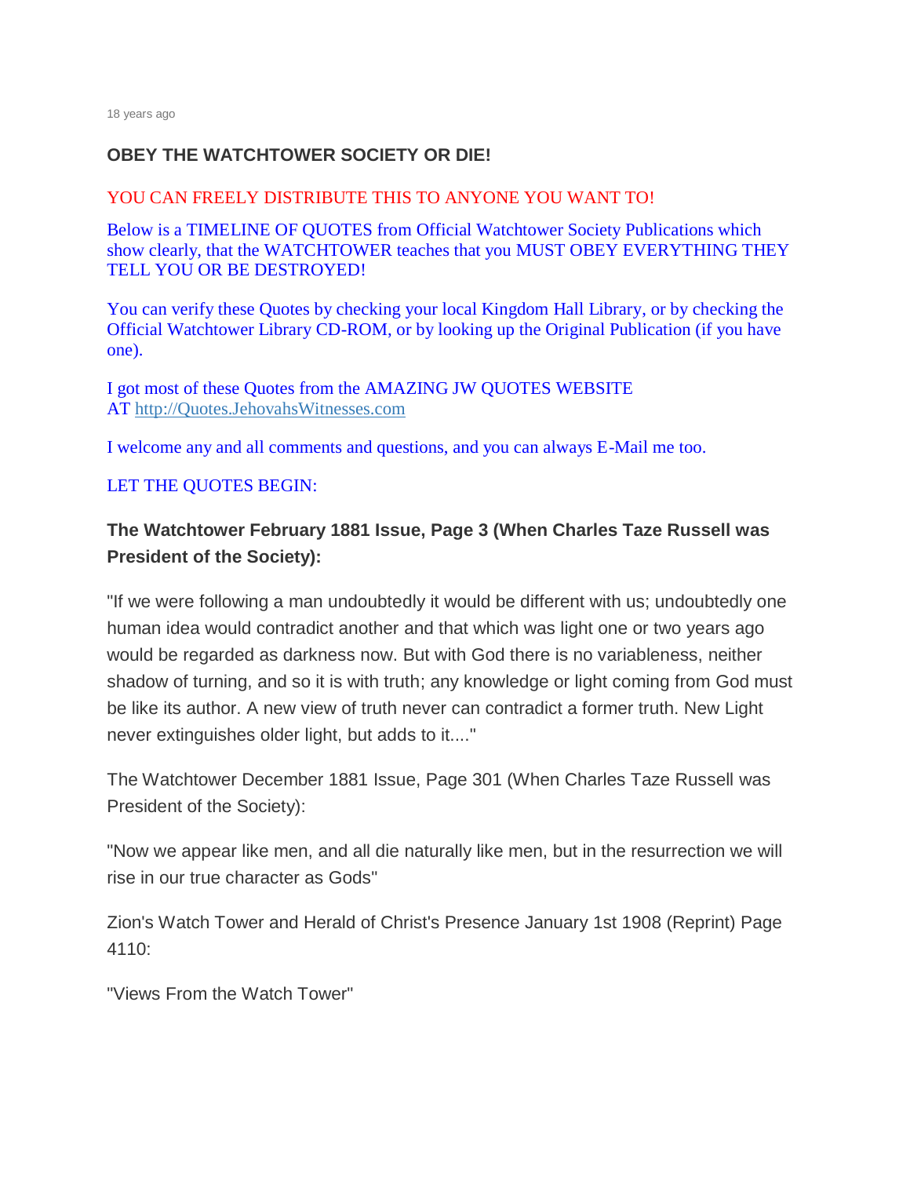18 years ago

**OBEY THE WATCHTOWER SOCIETY OR DIE!**

YOU CAN FREELY DISTRIBUTE THIS TO ANYONE YOU WANT TO!

Below is a TIMELINE OF QUOTES from Official Watchtower Society Publications which show clearly, that the WATCHTOWER teaches that you MUST OBEY EVERYTHING THEY TELL YOU OR BE DESTROYED!

You can verify these Quotes by checking your local Kingdom Hall Library, or by checking the Official Watchtower Library CD-ROM, or by looking up the Original Publication (if you have one).

I got most of these Quotes from the AMAZING JW QUOTES WEBSITE AT http://Quotes.JehovahsWitnesses.com

I welcome any and all comments and questions, and you can always E-Mail me too.

LET THE QUOTES BEGIN:

**The Watchtower February 1881 Issue, Page 3 (When Charles Taze Russell was President of the Society):**

"If we were following a man undoubtedly it would be different with us; undoubtedly one human idea would contradict another and that which was light one or two years ago would be regarded as darkness now. But with God there is no variableness, neither shadow of turning, and so it is with truth; any knowledge or light coming from God must be like its author. A new view of truth never can contradict a former truth. New Light never extinguishes older light, but adds to it...."

The Watchtower December 1881 Issue, Page 301 (When Charles Taze Russell was President of the Society):

"Now we appear like men, and all die naturally like men, but in the resurrection we will rise in our true character as Gods"

Zion's Watch Tower and Herald of Christ's Presence January 1st 1908 (Reprint) Page 4110:

"Views From the Watch Tower"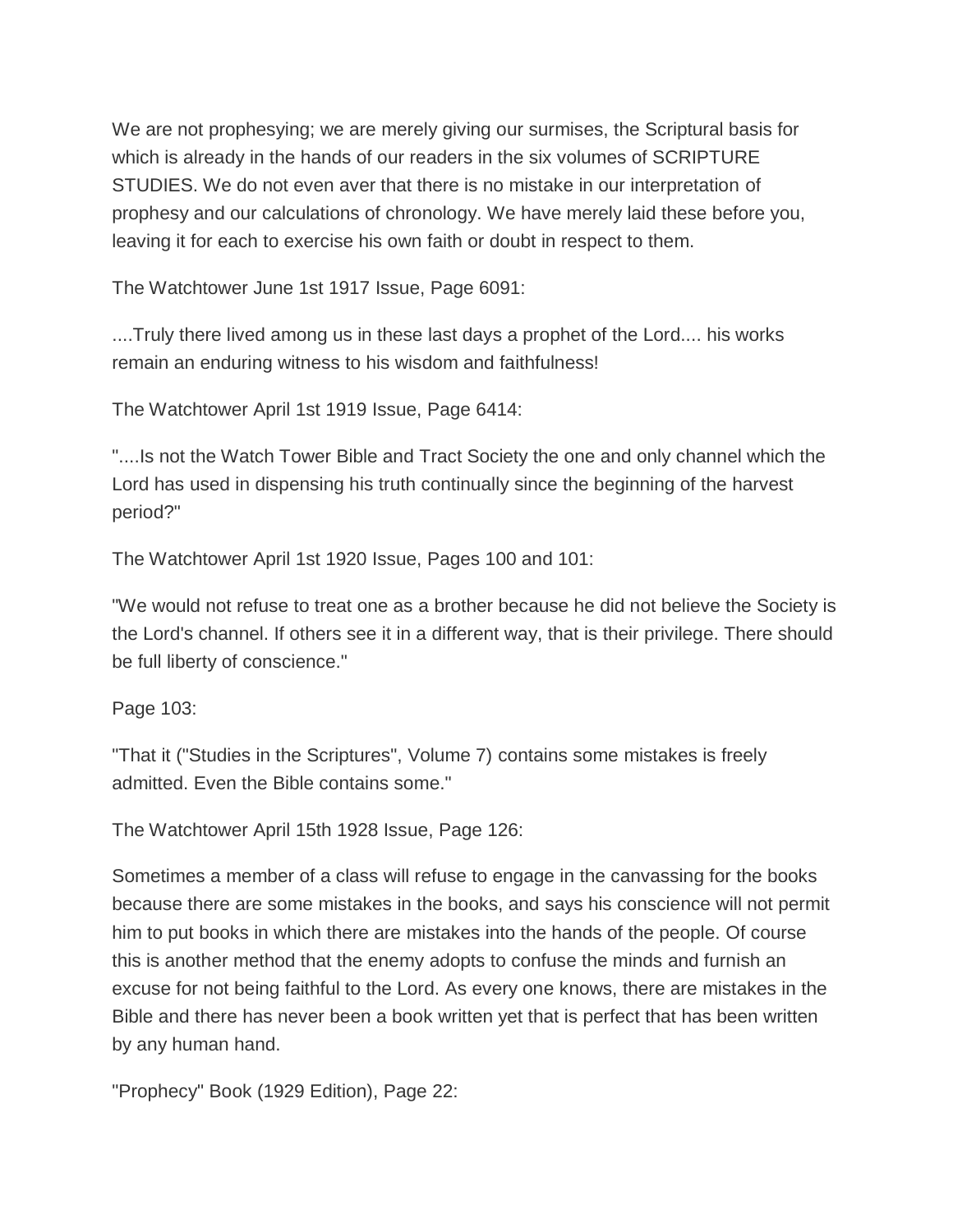We are not prophesying; we are merely giving our surmises, the Scriptural basis for which is already in the hands of our readers in the six volumes of SCRIPTURE STUDIES. We do not even aver that there is no mistake in our interpretation of prophesy and our calculations of chronology. We have merely laid these before you, leaving it for each to exercise his own faith or doubt in respect to them.

The Watchtower June 1st 1917 Issue, Page 6091:

....Truly there lived among us in these last days a prophet of the Lord.... his works remain an enduring witness to his wisdom and faithfulness!

The Watchtower April 1st 1919 Issue, Page 6414:

"....Is not the Watch Tower Bible and Tract Society the one and only channel which the Lord has used in dispensing his truth continually since the beginning of the harvest period?"

The Watchtower April 1st 1920 Issue, Pages 100 and 101:

"We would not refuse to treat one as a brother because he did not believe the Society is the Lord's channel. If others see it in a different way, that is their privilege. There should be full liberty of conscience."

Page 103:

"That it ("Studies in the Scriptures", Volume 7) contains some mistakes is freely admitted. Even the Bible contains some."

The Watchtower April 15th 1928 Issue, Page 126:

Sometimes a member of a class will refuse to engage in the canvassing for the books because there are some mistakes in the books, and says his conscience will not permit him to put books in which there are mistakes into the hands of the people. Of course this is another method that the enemy adopts to confuse the minds and furnish an excuse for not being faithful to the Lord. As every one knows, there are mistakes in the Bible and there has never been a book written yet that is perfect that has been written by any human hand.

"Prophecy" Book (1929 Edition), Page 22: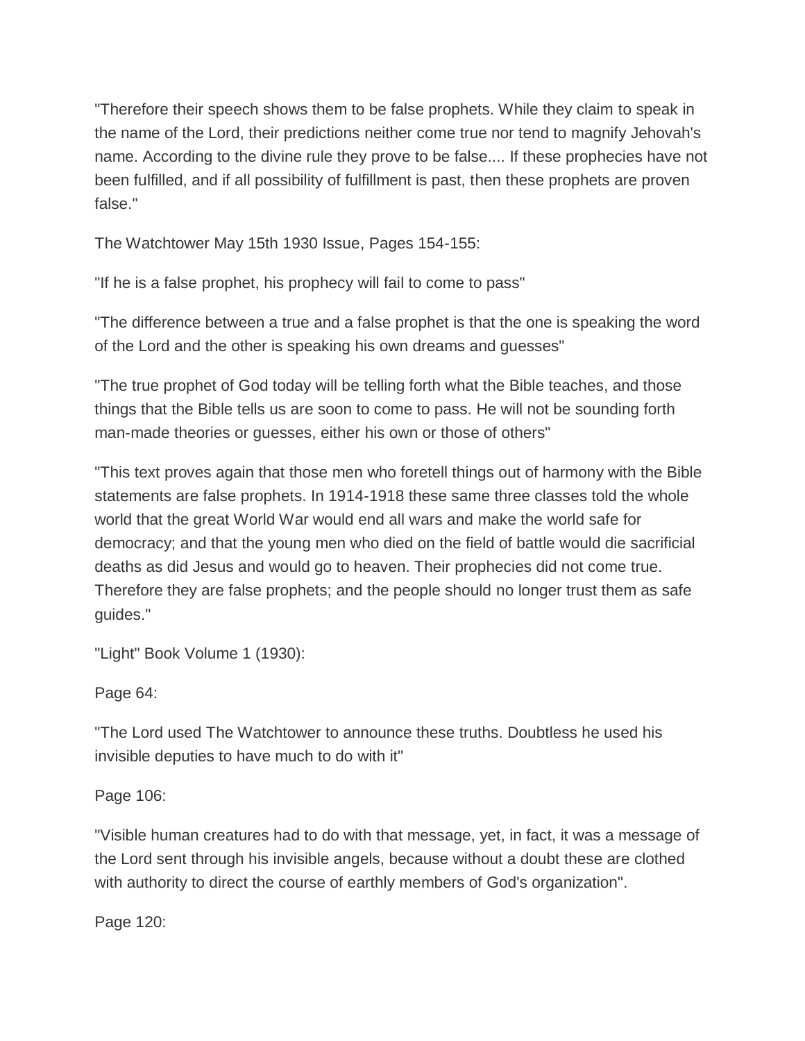"Therefore their speech shows them to be false prophets. While they claim to speak in the name of the Lord, their predictions neither come true nor tend to magnify Jehovah's name. According to the divine rule they prove to be false.... If these prophecies have not been fulfilled, and if all possibility of fulfillment is past, then these prophets are proven false."

The Watchtower May 15th 1930 Issue, Pages 154-155:

"If he is a false prophet, his prophecy will fail to come to pass"

"The difference between a true and a false prophet is that the one is speaking the word of the Lord and the other is speaking his own dreams and guesses"

"The true prophet of God today will be telling forth what the Bible teaches, and those things that the Bible tells us are soon to come to pass. He will not be sounding forth man-made theories or guesses, either his own or those of others"

"This text proves again that those men who foretell things out of harmony with the Bible statements are false prophets. In 1914-1918 these same three classes told the whole world that the great World War would end all wars and make the world safe for democracy; and that the young men who died on the field of battle would die sacrificial deaths as did Jesus and would go to heaven. Their prophecies did not come true. Therefore they are false prophets; and the people should no longer trust them as safe guides."

"Light" Book Volume 1 (1930):

Page 64:

"The Lord used The Watchtower to announce these truths. Doubtless he used his invisible deputies to have much to do with it"

Page 106:

"Visible human creatures had to do with that message, yet, in fact, it was a message of the Lord sent through his invisible angels, because without a doubt these are clothed with authority to direct the course of earthly members of God's organization".

Page 120: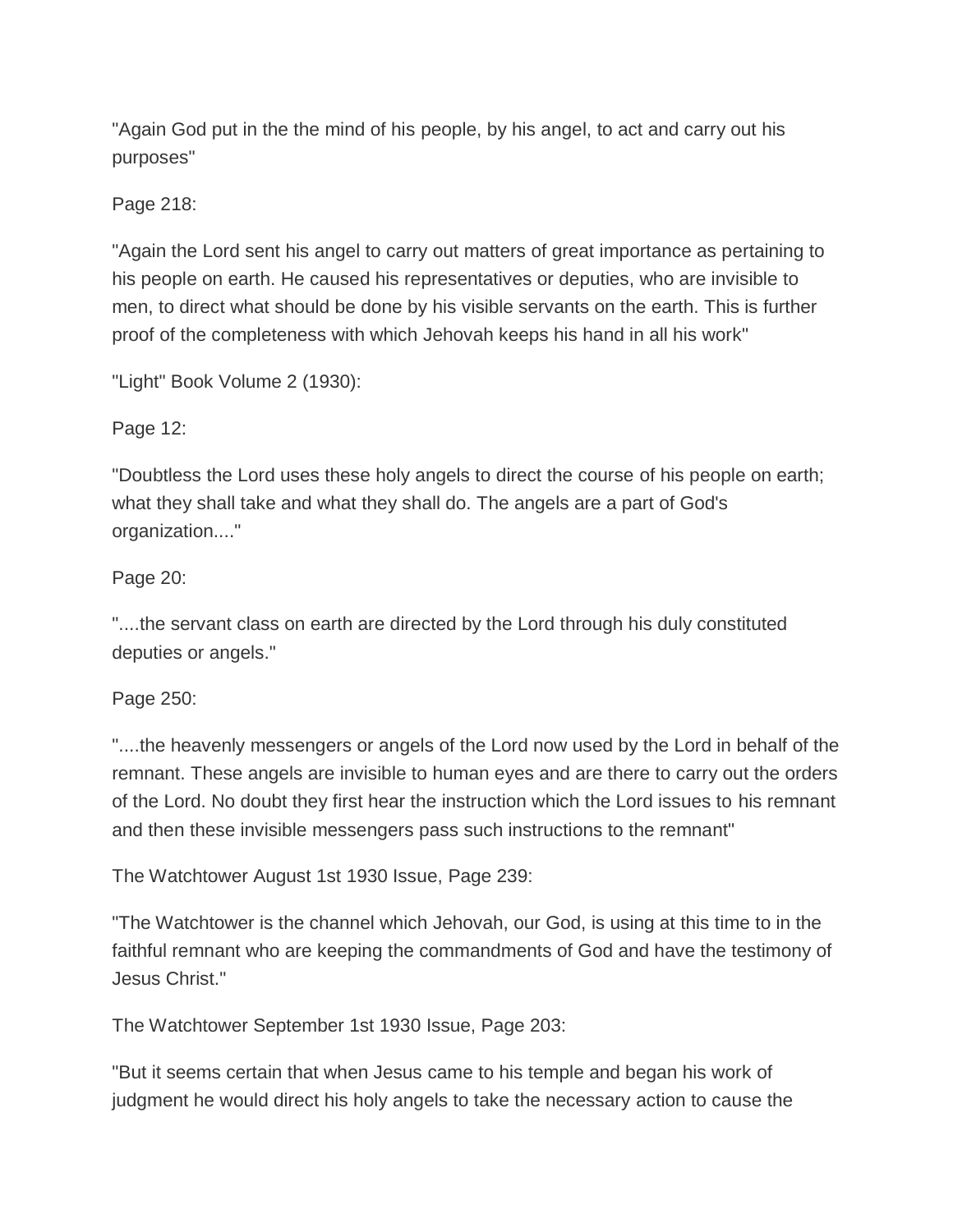"Again God put in the the mind of his people, by his angel, to act and carry out his purposes"

Page 218:

"Again the Lord sent his angel to carry out matters of great importance as pertaining to his people on earth. He caused his representatives or deputies, who are invisible to men, to direct what should be done by his visible servants on the earth. This is further proof of the completeness with which Jehovah keeps his hand in all his work"

"Light" Book Volume 2 (1930):

Page 12:

"Doubtless the Lord uses these holy angels to direct the course of his people on earth; what they shall take and what they shall do. The angels are a part of God's organization...."

Page 20:

"....the servant class on earth are directed by the Lord through his duly constituted deputies or angels."

Page 250:

"....the heavenly messengers or angels of the Lord now used by the Lord in behalf of the remnant. These angels are invisible to human eyes and are there to carry out the orders of the Lord. No doubt they first hear the instruction which the Lord issues to his remnant and then these invisible messengers pass such instructions to the remnant"

The Watchtower August 1st 1930 Issue, Page 239:

"The Watchtower is the channel which Jehovah, our God, is using at this time to in the faithful remnant who are keeping the commandments of God and have the testimony of Jesus Christ."

The Watchtower September 1st 1930 Issue, Page 203:

"But it seems certain that when Jesus came to his temple and began his work of judgment he would direct his holy angels to take the necessary action to cause the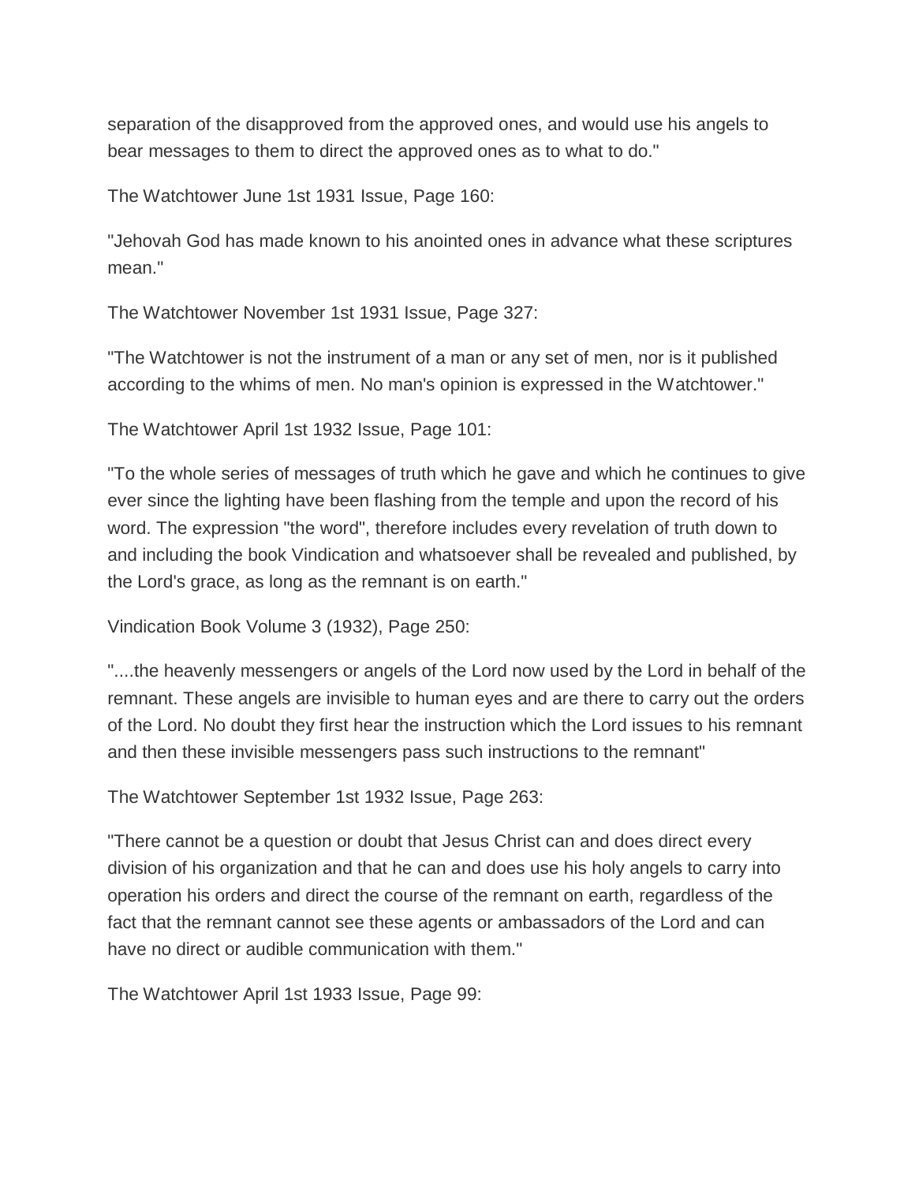separation of the disapproved from the approved ones, and would use his angels to bear messages to them to direct the approved ones as to what to do."

The Watchtower June 1st 1931 Issue, Page 160:

"Jehovah God has made known to his anointed ones in advance what these scriptures mean."

The Watchtower November 1st 1931 Issue, Page 327:

"The Watchtower is not the instrument of a man or any set of men, nor is it published according to the whims of men. No man's opinion is expressed in the Watchtower."

The Watchtower April 1st 1932 Issue, Page 101:

"To the whole series of messages of truth which he gave and which he continues to give ever since the lighting have been flashing from the temple and upon the record of his word. The expression "the word", therefore includes every revelation of truth down to and including the book Vindication and whatsoever shall be revealed and published, by the Lord's grace, as long as the remnant is on earth."

Vindication Book Volume 3 (1932), Page 250:

"....the heavenly messengers or angels of the Lord now used by the Lord in behalf of the remnant. These angels are invisible to human eyes and are there to carry out the orders of the Lord. No doubt they first hear the instruction which the Lord issues to his remnant and then these invisible messengers pass such instructions to the remnant"

The Watchtower September 1st 1932 Issue, Page 263:

"There cannot be a question or doubt that Jesus Christ can and does direct every division of his organization and that he can and does use his holy angels to carry into operation his orders and direct the course of the remnant on earth, regardless of the fact that the remnant cannot see these agents or ambassadors of the Lord and can have no direct or audible communication with them."

The Watchtower April 1st 1933 Issue, Page 99: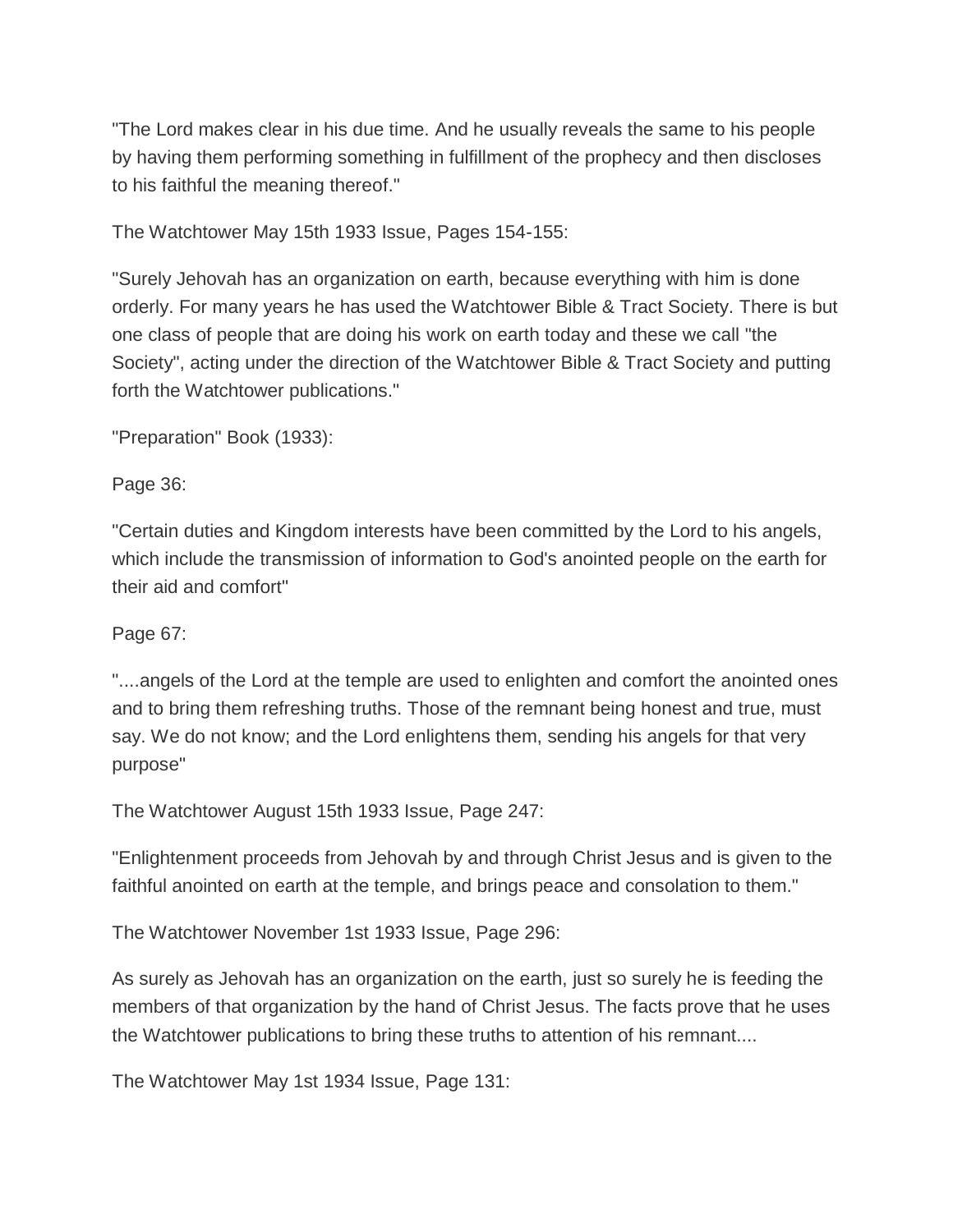"The Lord makes clear in his due time. And he usually reveals the same to his people by having them performing something in fulfillment of the prophecy and then discloses to his faithful the meaning thereof."

The Watchtower May 15th 1933 Issue, Pages 154-155:

"Surely Jehovah has an organization on earth, because everything with him is done orderly. For many years he has used the Watchtower Bible & Tract Society. There is but one class of people that are doing his work on earth today and these we call "the Society", acting under the direction of the Watchtower Bible & Tract Society and putting forth the Watchtower publications."

"Preparation" Book (1933):

Page 36:

"Certain duties and Kingdom interests have been committed by the Lord to his angels, which include the transmission of information to God's anointed people on the earth for their aid and comfort"

Page 67:

"....angels of the Lord at the temple are used to enlighten and comfort the anointed ones and to bring them refreshing truths. Those of the remnant being honest and true, must say. We do not know; and the Lord enlightens them, sending his angels for that very purpose"

The Watchtower August 15th 1933 Issue, Page 247:

"Enlightenment proceeds from Jehovah by and through Christ Jesus and is given to the faithful anointed on earth at the temple, and brings peace and consolation to them."

The Watchtower November 1st 1933 Issue, Page 296:

As surely as Jehovah has an organization on the earth, just so surely he is feeding the members of that organization by the hand of Christ Jesus. The facts prove that he uses the Watchtower publications to bring these truths to attention of his remnant....

The Watchtower May 1st 1934 Issue, Page 131: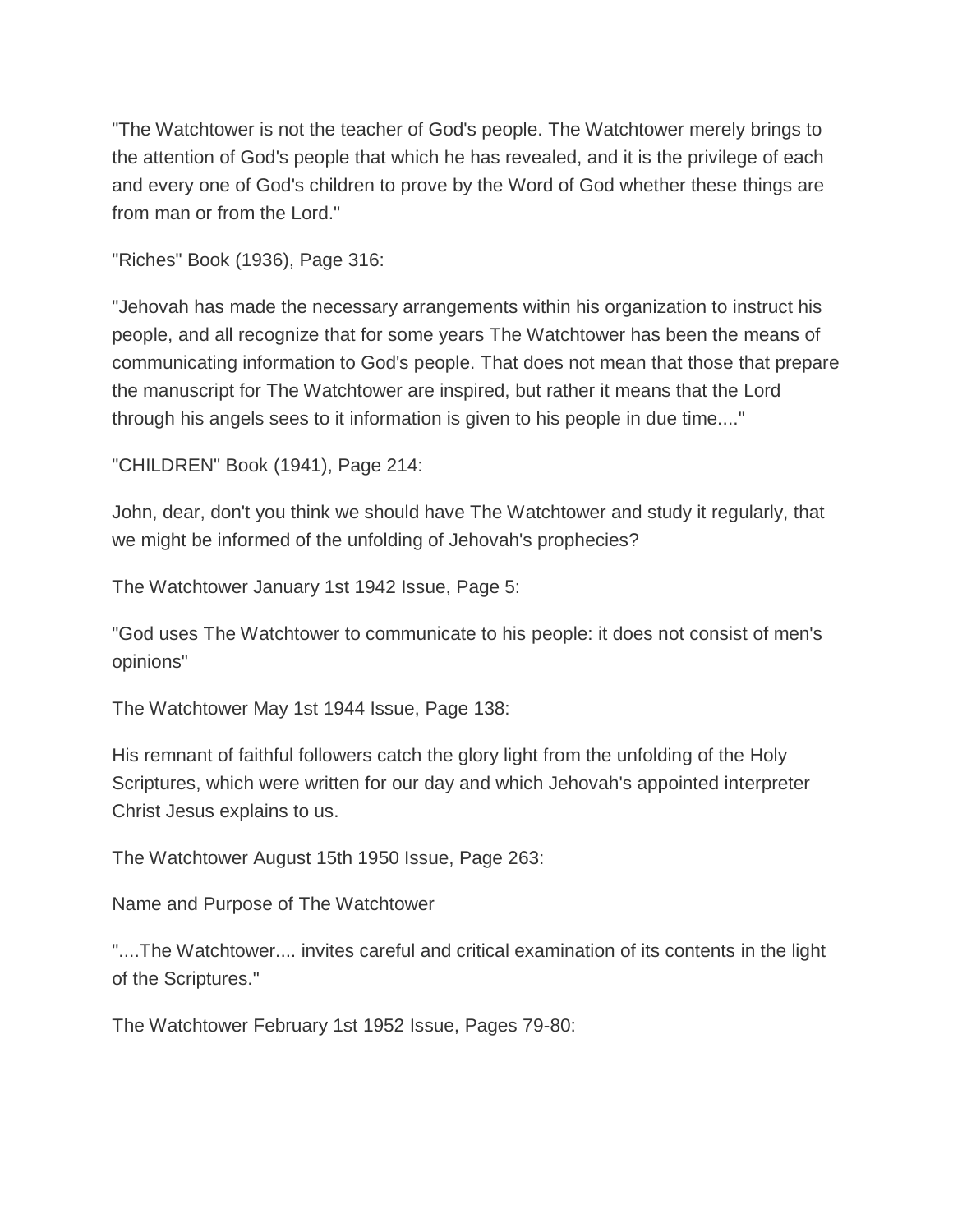"The Watchtower is not the teacher of God's people. The Watchtower merely brings to the attention of God's people that which he has revealed, and it is the privilege of each and every one of God's children to prove by the Word of God whether these things are from man or from the Lord."

"Riches" Book (1936), Page 316:

"Jehovah has made the necessary arrangements within his organization to instruct his people, and all recognize that for some years The Watchtower has been the means of communicating information to God's people. That does not mean that those that prepare the manuscript for The Watchtower are inspired, but rather it means that the Lord through his angels sees to it information is given to his people in due time...."

"CHILDREN" Book (1941), Page 214:

John, dear, don't you think we should have The Watchtower and study it regularly, that we might be informed of the unfolding of Jehovah's prophecies?

The Watchtower January 1st 1942 Issue, Page 5:

"God uses The Watchtower to communicate to his people: it does not consist of men's opinions"

The Watchtower May 1st 1944 Issue, Page 138:

His remnant of faithful followers catch the glory light from the unfolding of the Holy Scriptures, which were written for our day and which Jehovah's appointed interpreter Christ Jesus explains to us.

The Watchtower August 15th 1950 Issue, Page 263:

Name and Purpose of The Watchtower

"....The Watchtower.... invites careful and critical examination of its contents in the light of the Scriptures."

The Watchtower February 1st 1952 Issue, Pages 79-80: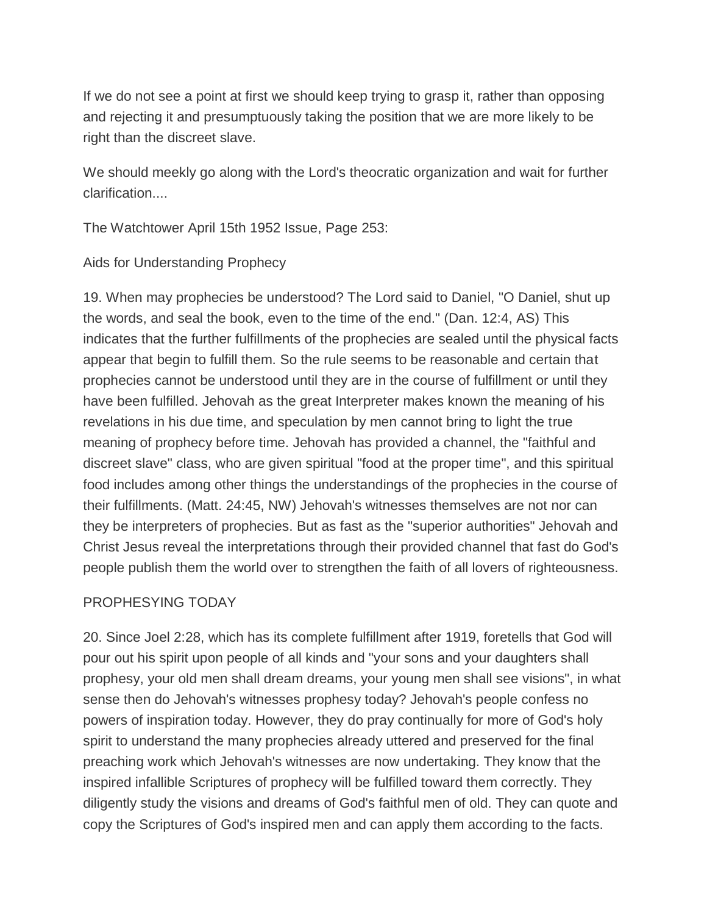If we do not see a point at first we should keep trying to grasp it, rather than opposing and rejecting it and presumptuously taking the position that we are more likely to be right than the discreet slave.

We should meekly go along with the Lord's theocratic organization and wait for further clarification....

The Watchtower April 15th 1952 Issue, Page 253:

Aids for Understanding Prophecy

19. When may prophecies be understood? The Lord said to Daniel, "O Daniel, shut up the words, and seal the book, even to the time of the end." (Dan. 12:4, AS) This indicates that the further fulfillments of the prophecies are sealed until the physical facts appear that begin to fulfill them. So the rule seems to be reasonable and certain that prophecies cannot be understood until they are in the course of fulfillment or until they have been fulfilled. Jehovah as the great Interpreter makes known the meaning of his revelations in his due time, and speculation by men cannot bring to light the true meaning of prophecy before time. Jehovah has provided a channel, the "faithful and discreet slave" class, who are given spiritual "food at the proper time", and this spiritual food includes among other things the understandings of the prophecies in the course of their fulfillments. (Matt. 24:45, NW) Jehovah's witnesses themselves are not nor can they be interpreters of prophecies. But as fast as the "superior authorities" Jehovah and Christ Jesus reveal the interpretations through their provided channel that fast do God's people publish them the world over to strengthen the faith of all lovers of righteousness.

PROPHESYING TODAY

20. Since Joel 2:28, which has its complete fulfillment after 1919, foretells that God will pour out his spirit upon people of all kinds and "your sons and your daughters shall prophesy, your old men shall dream dreams, your young men shall see visions", in what sense then do Jehovah's witnesses prophesy today? Jehovah's people confess no powers of inspiration today. However, they do pray continually for more of God's holy spirit to understand the many prophecies already uttered and preserved for the final preaching work which Jehovah's witnesses are now undertaking. They know that the inspired infallible Scriptures of prophecy will be fulfilled toward them correctly. They diligently study the visions and dreams of God's faithful men of old. They can quote and copy the Scriptures of God's inspired men and can apply them according to the facts.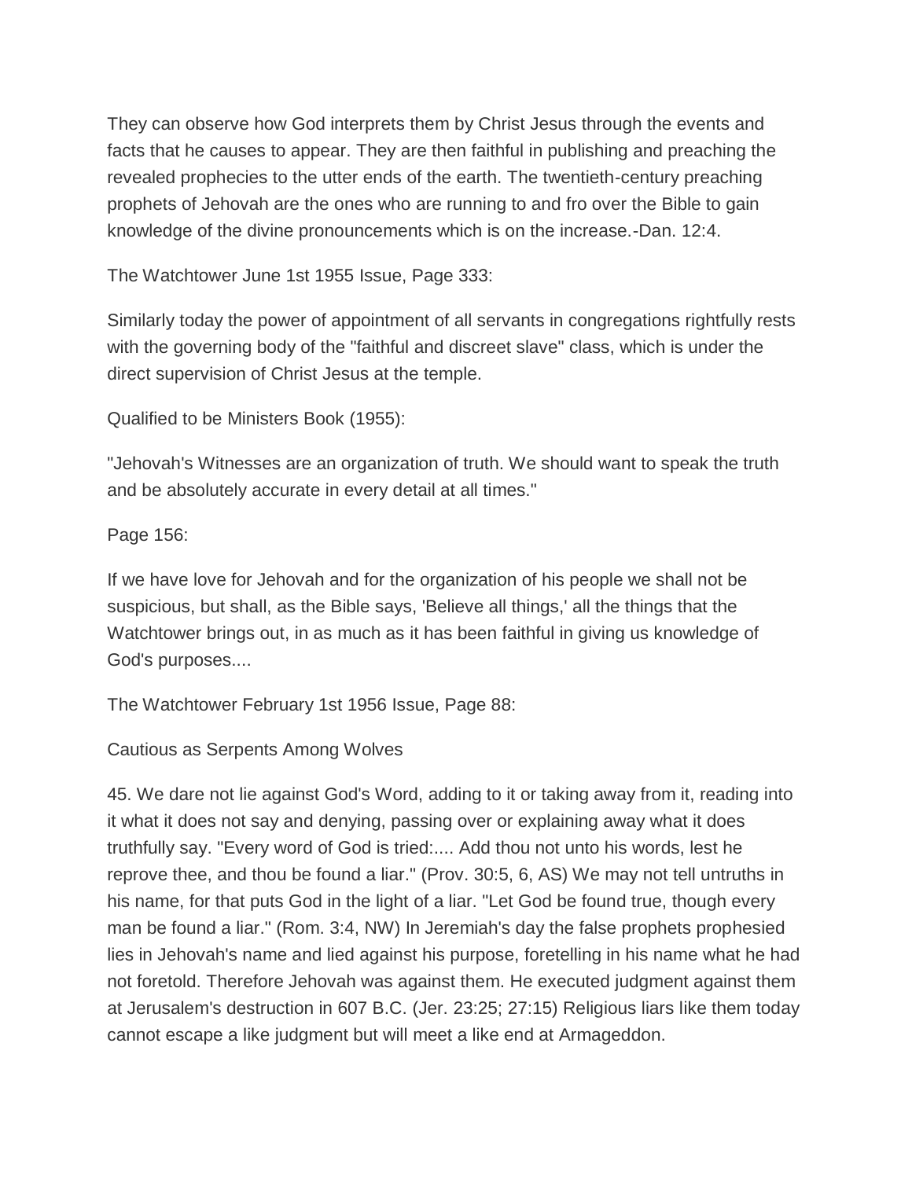They can observe how God interprets them by Christ Jesus through the events and facts that he causes to appear. They are then faithful in publishing and preaching the revealed prophecies to the utter ends of the earth. The twentieth-century preaching prophets of Jehovah are the ones who are running to and fro over the Bible to gain knowledge of the divine pronouncements which is on the increase.-Dan. 12:4.

The Watchtower June 1st 1955 Issue, Page 333:

Similarly today the power of appointment of all servants in congregations rightfully rests with the governing body of the "faithful and discreet slave" class, which is under the direct supervision of Christ Jesus at the temple.

Qualified to be Ministers Book (1955):

"Jehovah's Witnesses are an organization of truth. We should want to speak the truth and be absolutely accurate in every detail at all times."

Page 156:

If we have love for Jehovah and for the organization of his people we shall not be suspicious, but shall, as the Bible says, 'Believe all things,' all the things that the Watchtower brings out, in as much as it has been faithful in giving us knowledge of God's purposes....

The Watchtower February 1st 1956 Issue, Page 88:

Cautious as Serpents Among Wolves

45. We dare not lie against God's Word, adding to it or taking away from it, reading into it what it does not say and denying, passing over or explaining away what it does truthfully say. "Every word of God is tried:.... Add thou not unto his words, lest he reprove thee, and thou be found a liar." (Prov. 30:5, 6, AS) We may not tell untruths in his name, for that puts God in the light of a liar. "Let God be found true, though every man be found a liar." (Rom. 3:4, NW) In Jeremiah's day the false prophets prophesied lies in Jehovah's name and lied against his purpose, foretelling in his name what he had not foretold. Therefore Jehovah was against them. He executed judgment against them at Jerusalem's destruction in 607 B.C. (Jer. 23:25; 27:15) Religious liars like them today cannot escape a like judgment but will meet a like end at Armageddon.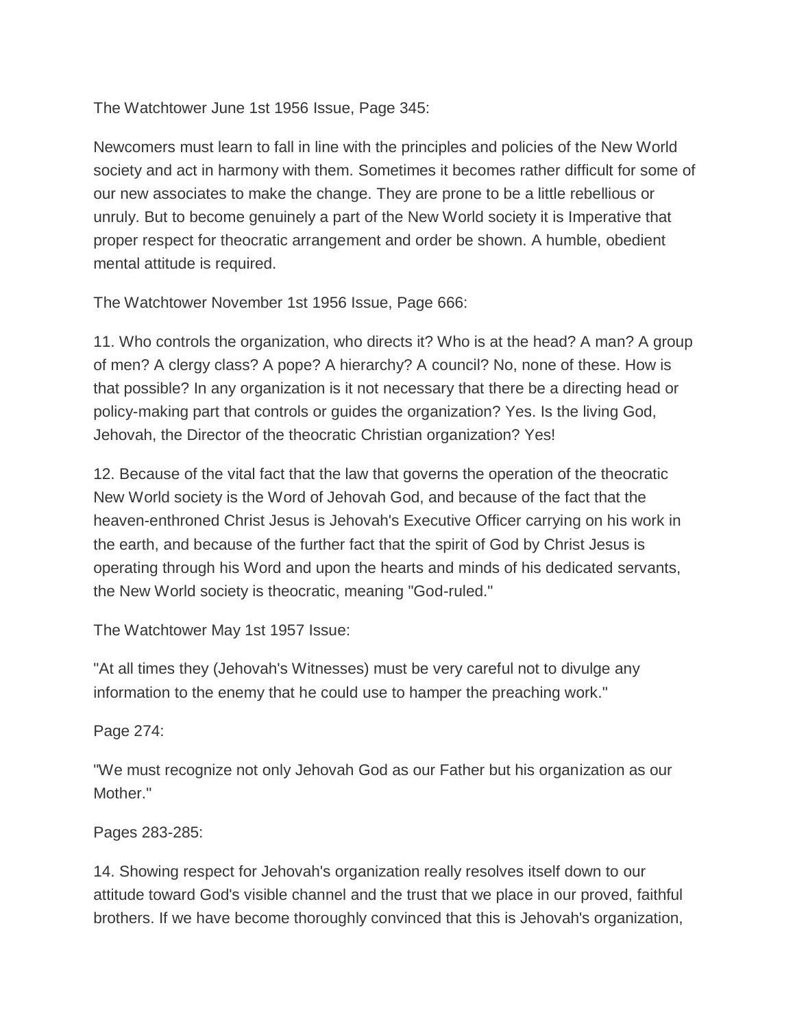The Watchtower June 1st 1956 Issue, Page 345:

Newcomers must learn to fall in line with the principles and policies of the New World society and act in harmony with them. Sometimes it becomes rather difficult for some of our new associates to make the change. They are prone to be a little rebellious or unruly. But to become genuinely a part of the New World society it is Imperative that proper respect for theocratic arrangement and order be shown. A humble, obedient mental attitude is required.

The Watchtower November 1st 1956 Issue, Page 666:

11. Who controls the organization, who directs it? Who is at the head? A man? A group of men? A clergy class? A pope? A hierarchy? A council? No, none of these. How is that possible? In any organization is it not necessary that there be a directing head or policy-making part that controls or guides the organization? Yes. Is the living God, Jehovah, the Director of the theocratic Christian organization? Yes!

12. Because of the vital fact that the law that governs the operation of the theocratic New World society is the Word of Jehovah God, and because of the fact that the heaven-enthroned Christ Jesus is Jehovah's Executive Officer carrying on his work in the earth, and because of the further fact that the spirit of God by Christ Jesus is operating through his Word and upon the hearts and minds of his dedicated servants, the New World society is theocratic, meaning "God-ruled."

The Watchtower May 1st 1957 Issue:

"At all times they (Jehovah's Witnesses) must be very careful not to divulge any information to the enemy that he could use to hamper the preaching work."

Page 274:

"We must recognize not only Jehovah God as our Father but his organization as our Mother."

Pages 283-285:

14. Showing respect for Jehovah's organization really resolves itself down to our attitude toward God's visible channel and the trust that we place in our proved, faithful brothers. If we have become thoroughly convinced that this is Jehovah's organization,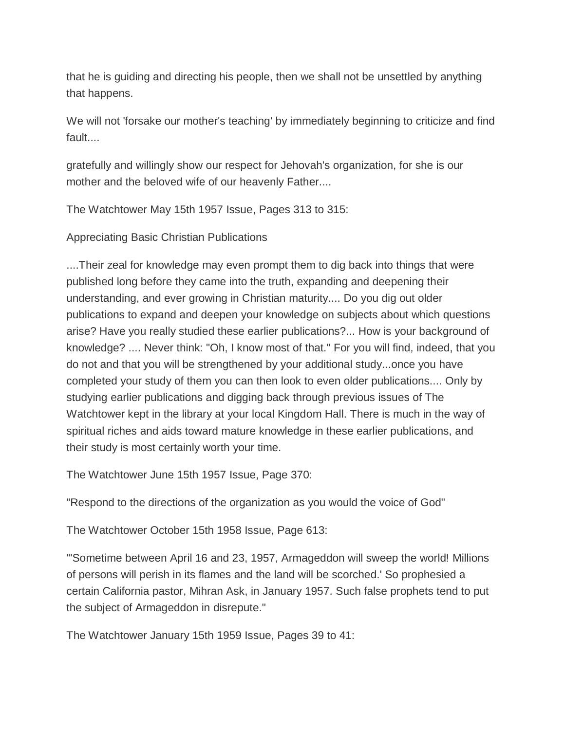that he is guiding and directing his people, then we shall not be unsettled by anything that happens.

We will not 'forsake our mother's teaching' by immediately beginning to criticize and find fault....

gratefully and willingly show our respect for Jehovah's organization, for she is our mother and the beloved wife of our heavenly Father....

The Watchtower May 15th 1957 Issue, Pages 313 to 315:

Appreciating Basic Christian Publications

....Their zeal for knowledge may even prompt them to dig back into things that were published long before they came into the truth, expanding and deepening their understanding, and ever growing in Christian maturity.... Do you dig out older publications to expand and deepen your knowledge on subjects about which questions arise? Have you really studied these earlier publications?... How is your background of knowledge? .... Never think: "Oh, I know most of that." For you will find, indeed, that you do not and that you will be strengthened by your additional study...once you have completed your study of them you can then look to even older publications.... Only by studying earlier publications and digging back through previous issues of The Watchtower kept in the library at your local Kingdom Hall. There is much in the way of spiritual riches and aids toward mature knowledge in these earlier publications, and their study is most certainly worth your time.

The Watchtower June 15th 1957 Issue, Page 370:

"Respond to the directions of the organization as you would the voice of God"

The Watchtower October 15th 1958 Issue, Page 613:

"'Sometime between April 16 and 23, 1957, Armageddon will sweep the world! Millions of persons will perish in its flames and the land will be scorched.' So prophesied a certain California pastor, Mihran Ask, in January 1957. Such false prophets tend to put the subject of Armageddon in disrepute."

The Watchtower January 15th 1959 Issue, Pages 39 to 41: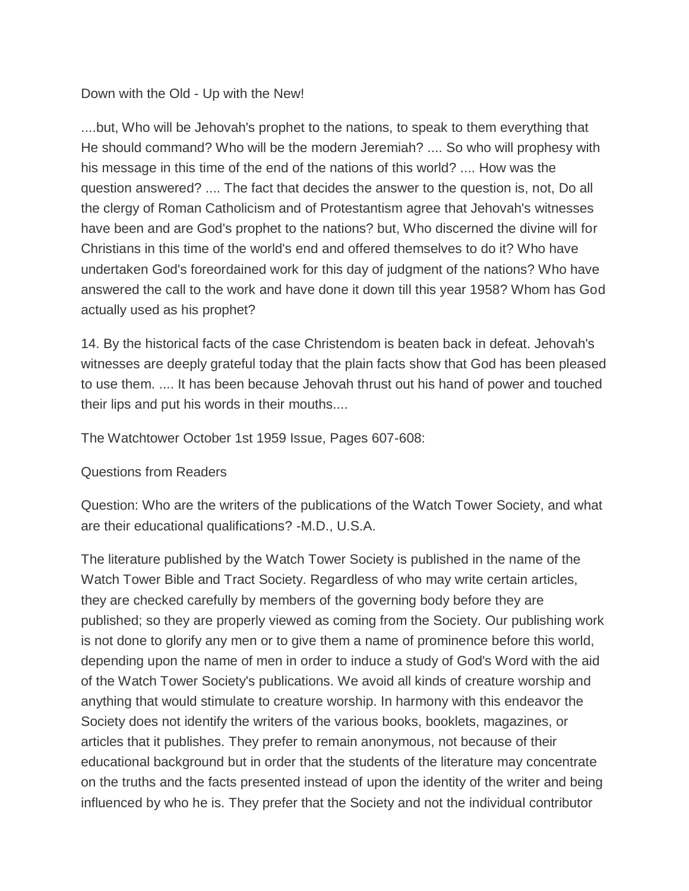Down with the Old - Up with the New!

....but, Who will be Jehovah's prophet to the nations, to speak to them everything that He should command? Who will be the modern Jeremiah? .... So who will prophesy with his message in this time of the end of the nations of this world? .... How was the question answered? .... The fact that decides the answer to the question is, not, Do all the clergy of Roman Catholicism and of Protestantism agree that Jehovah's witnesses have been and are God's prophet to the nations? but, Who discerned the divine will for Christians in this time of the world's end and offered themselves to do it? Who have undertaken God's foreordained work for this day of judgment of the nations? Who have answered the call to the work and have done it down till this year 1958? Whom has God actually used as his prophet?

14. By the historical facts of the case Christendom is beaten back in defeat. Jehovah's witnesses are deeply grateful today that the plain facts show that God has been pleased to use them. .... It has been because Jehovah thrust out his hand of power and touched their lips and put his words in their mouths....

The Watchtower October 1st 1959 Issue, Pages 607-608:

Questions from Readers

Question: Who are the writers of the publications of the Watch Tower Society, and what are their educational qualifications? -M.D., U.S.A.

The literature published by the Watch Tower Society is published in the name of the Watch Tower Bible and Tract Society. Regardless of who may write certain articles, they are checked carefully by members of the governing body before they are published; so they are properly viewed as coming from the Society. Our publishing work is not done to glorify any men or to give them a name of prominence before this world, depending upon the name of men in order to induce a study of God's Word with the aid of the Watch Tower Society's publications. We avoid all kinds of creature worship and anything that would stimulate to creature worship. In harmony with this endeavor the Society does not identify the writers of the various books, booklets, magazines, or articles that it publishes. They prefer to remain anonymous, not because of their educational background but in order that the students of the literature may concentrate on the truths and the facts presented instead of upon the identity of the writer and being influenced by who he is. They prefer that the Society and not the individual contributor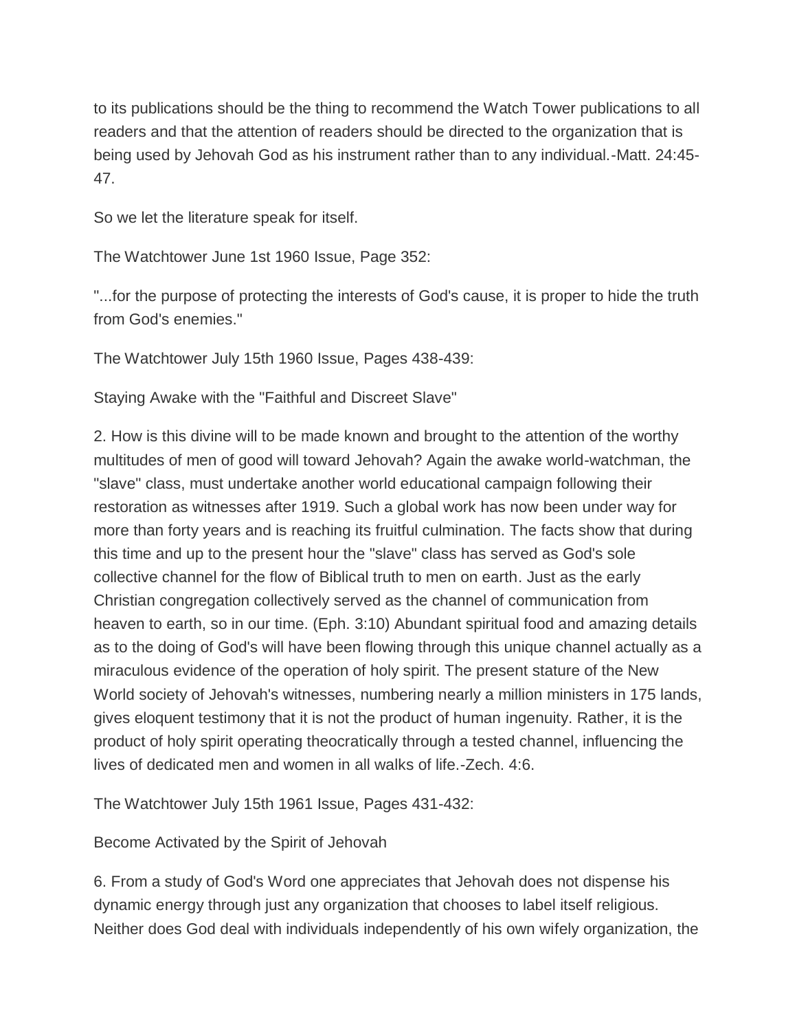to its publications should be the thing to recommend the Watch Tower publications to all readers and that the attention of readers should be directed to the organization that is being used by Jehovah God as his instrument rather than to any individual.-Matt. 24:45-47.

So we let the literature speak for itself.

The Watchtower June 1st 1960 Issue, Page 352:

"...for the purpose of protecting the interests of God's cause, it is proper to hide the truth from God's enemies."

The Watchtower July 15th 1960 Issue, Pages 438-439:

Staying Awake with the "Faithful and Discreet Slave"

2. How is this divine will to be made known and brought to the attention of the worthy multitudes of men of good will toward Jehovah? Again the awake world-watchman, the "slave" class, must undertake another world educational campaign following their restoration as witnesses after 1919. Such a global work has now been under way for more than forty years and is reaching its fruitful culmination. The facts show that during this time and up to the present hour the "slave" class has served as God's sole collective channel for the flow of Biblical truth to men on earth. Just as the early Christian congregation collectively served as the channel of communication from heaven to earth, so in our time. (Eph. 3:10) Abundant spiritual food and amazing details as to the doing of God's will have been flowing through this unique channel actually as a miraculous evidence of the operation of holy spirit. The present stature of the New World society of Jehovah's witnesses, numbering nearly a million ministers in 175 lands, gives eloquent testimony that it is not the product of human ingenuity. Rather, it is the product of holy spirit operating theocratically through a tested channel, influencing the lives of dedicated men and women in all walks of life.-Zech. 4:6.

The Watchtower July 15th 1961 Issue, Pages 431-432:

Become Activated by the Spirit of Jehovah

6. From a study of God's Word one appreciates that Jehovah does not dispense his dynamic energy through just any organization that chooses to label itself religious. Neither does God deal with individuals independently of his own wifely organization, the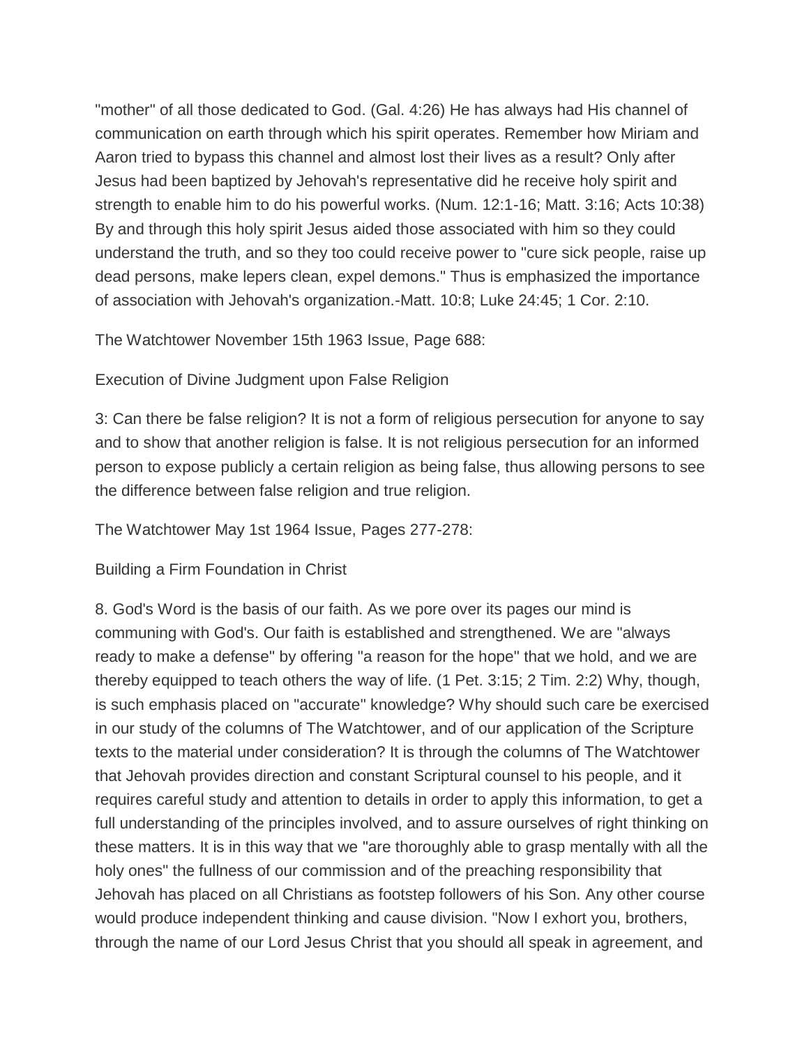"mother" of all those dedicated to God. (Gal. 4:26) He has always had His channel of communication on earth through which his spirit operates. Remember how Miriam and Aaron tried to bypass this channel and almost lost their lives as a result? Only after Jesus had been baptized by Jehovah's representative did he receive holy spirit and strength to enable him to do his powerful works. (Num. 12:1-16; Matt. 3:16; Acts 10:38) By and through this holy spirit Jesus aided those associated with him so they could understand the truth, and so they too could receive power to "cure sick people, raise up dead persons, make lepers clean, expel demons." Thus is emphasized the importance of association with Jehovah's organization.-Matt. 10:8; Luke 24:45; 1 Cor. 2:10.

The Watchtower November 15th 1963 Issue, Page 688:

Execution of Divine Judgment upon False Religion

3: Can there be false religion? It is not a form of religious persecution for anyone to say and to show that another religion is false. It is not religious persecution for an informed person to expose publicly a certain religion as being false, thus allowing persons to see the difference between false religion and true religion.

The Watchtower May 1st 1964 Issue, Pages 277-278:

Building a Firm Foundation in Christ

8. God's Word is the basis of our faith. As we pore over its pages our mind is communing with God's. Our faith is established and strengthened. We are "always ready to make a defense" by offering "a reason for the hope" that we hold, and we are thereby equipped to teach others the way of life. (1 Pet. 3:15; 2 Tim. 2:2) Why, though, is such emphasis placed on "accurate" knowledge? Why should such care be exercised in our study of the columns of The Watchtower, and of our application of the Scripture texts to the material under consideration? It is through the columns of The Watchtower that Jehovah provides direction and constant Scriptural counsel to his people, and it requires careful study and attention to details in order to apply this information, to get a full understanding of the principles involved, and to assure ourselves of right thinking on these matters. It is in this way that we "are thoroughly able to grasp mentally with all the holy ones" the fullness of our commission and of the preaching responsibility that Jehovah has placed on all Christians as footstep followers of his Son. Any other course would produce independent thinking and cause division. "Now I exhort you, brothers, through the name of our Lord Jesus Christ that you should all speak in agreement, and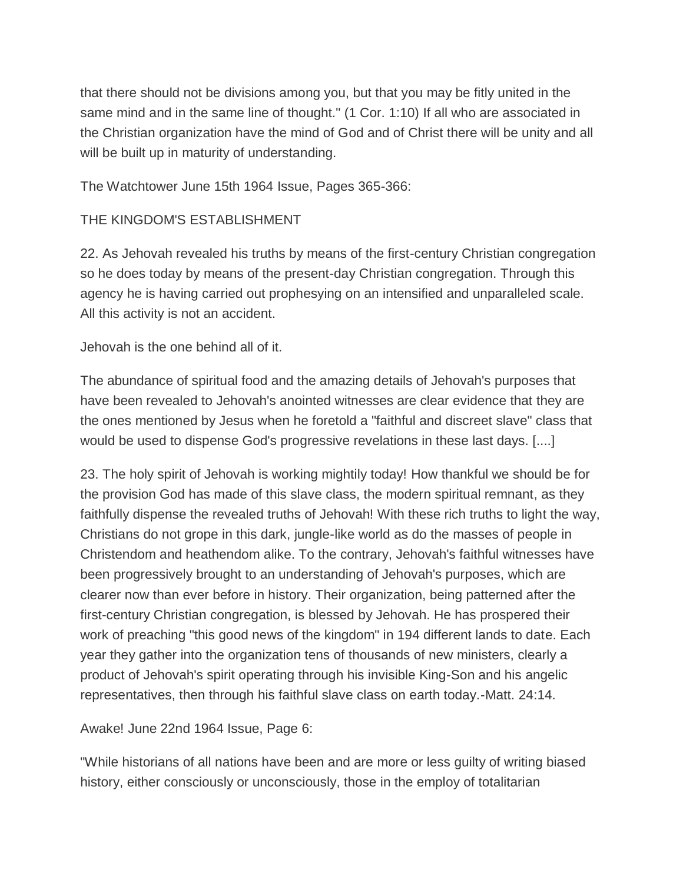that there should not be divisions among you, but that you may be fitly united in the same mind and in the same line of thought." (1 Cor. 1:10) If all who are associated in the Christian organization have the mind of God and of Christ there will be unity and all will be built up in maturity of understanding.

The Watchtower June 15th 1964 Issue, Pages 365-366:

THE KINGDOM'S ESTABLISHMENT

22. As Jehovah revealed his truths by means of the first-century Christian congregation so he does today by means of the present-day Christian congregation. Through this agency he is having carried out prophesying on an intensified and unparalleled scale. All this activity is not an accident.

Jehovah is the one behind all of it.

The abundance of spiritual food and the amazing details of Jehovah's purposes that have been revealed to Jehovah's anointed witnesses are clear evidence that they are the ones mentioned by Jesus when he foretold a "faithful and discreet slave" class that would be used to dispense God's progressive revelations in these last days. [....]

23. The holy spirit of Jehovah is working mightily today! How thankful we should be for the provision God has made of this slave class, the modern spiritual remnant, as they faithfully dispense the revealed truths of Jehovah! With these rich truths to light the way, Christians do not grope in this dark, jungle-like world as do the masses of people in Christendom and heathendom alike. To the contrary, Jehovah's faithful witnesses have been progressively brought to an understanding of Jehovah's purposes, which are clearer now than ever before in history. Their organization, being patterned after the first-century Christian congregation, is blessed by Jehovah. He has prospered their work of preaching "this good news of the kingdom" in 194 different lands to date. Each year they gather into the organization tens of thousands of new ministers, clearly a product of Jehovah's spirit operating through his invisible King-Son and his angelic representatives, then through his faithful slave class on earth today.-Matt. 24:14.

Awake! June 22nd 1964 Issue, Page 6:

"While historians of all nations have been and are more or less guilty of writing biased history, either consciously or unconsciously, those in the employ of totalitarian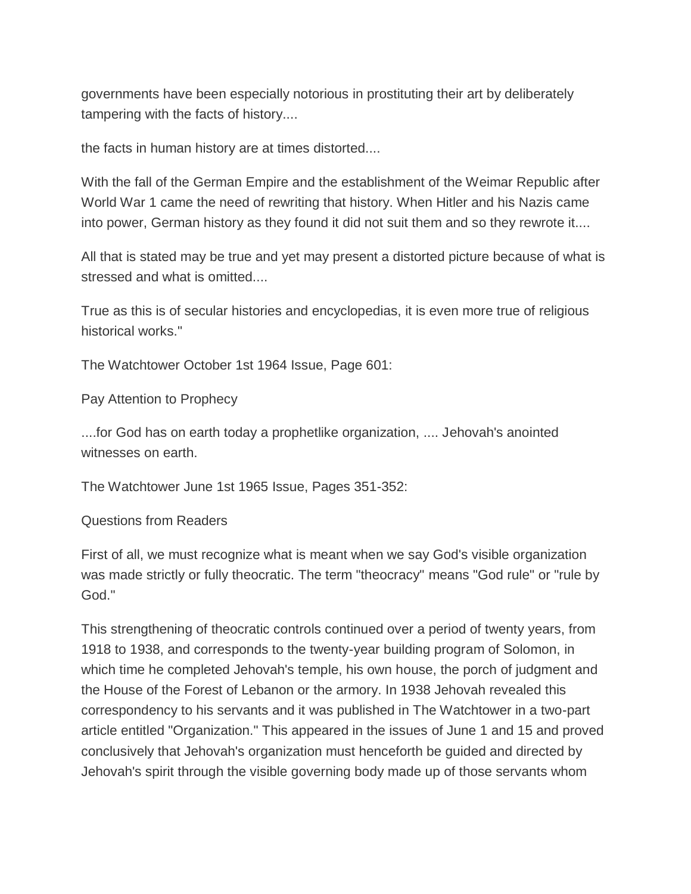governments have been especially notorious in prostituting their art by deliberately tampering with the facts of history....

the facts in human history are at times distorted....

With the fall of the German Empire and the establishment of the Weimar Republic after World War 1 came the need of rewriting that history. When Hitler and his Nazis came into power, German history as they found it did not suit them and so they rewrote it....

All that is stated may be true and yet may present a distorted picture because of what is stressed and what is omitted....

True as this is of secular histories and encyclopedias, it is even more true of religious historical works."

The Watchtower October 1st 1964 Issue, Page 601:

Pay Attention to Prophecy

....for God has on earth today a prophetlike organization, .... Jehovah's anointed witnesses on earth.

The Watchtower June 1st 1965 Issue, Pages 351-352:

Questions from Readers

First of all, we must recognize what is meant when we say God's visible organization was made strictly or fully theocratic. The term "theocracy" means "God rule" or "rule by God."

This strengthening of theocratic controls continued over a period of twenty years, from 1918 to 1938, and corresponds to the twenty-year building program of Solomon, in which time he completed Jehovah's temple, his own house, the porch of judgment and the House of the Forest of Lebanon or the armory. In 1938 Jehovah revealed this correspondency to his servants and it was published in The Watchtower in a two-part article entitled "Organization." This appeared in the issues of June 1 and 15 and proved conclusively that Jehovah's organization must henceforth be guided and directed by Jehovah's spirit through the visible governing body made up of those servants whom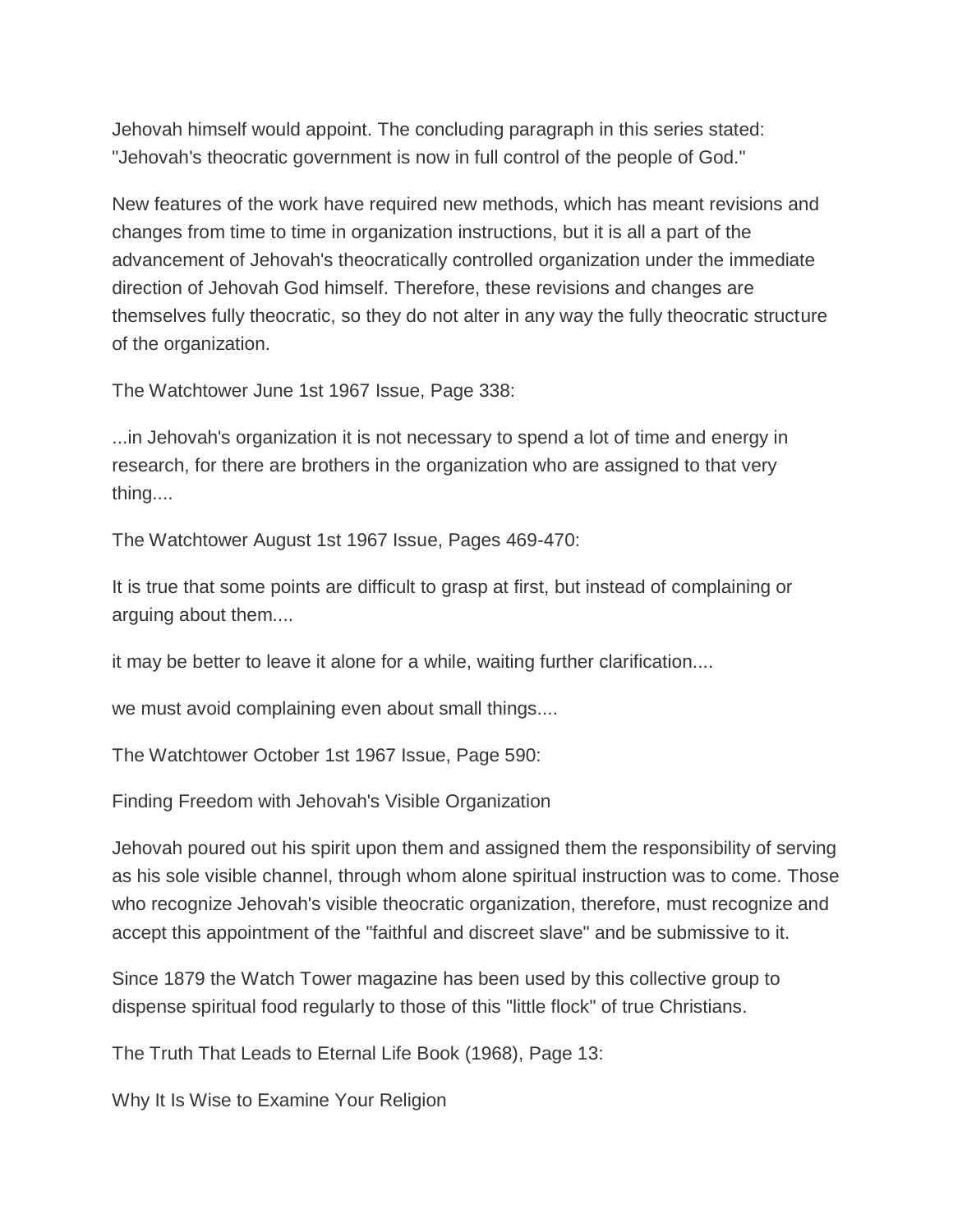Jehovah himself would appoint. The concluding paragraph in this series stated: "Jehovah's theocratic government is now in full control of the people of God."

New features of the work have required new methods, which has meant revisions and changes from time to time in organization instructions, but it is all a part of the advancement of Jehovah's theocratically controlled organization under the immediate direction of Jehovah God himself. Therefore, these revisions and changes are themselves fully theocratic, so they do not alter in any way the fully theocratic structure of the organization.

The Watchtower June 1st 1967 Issue, Page 338:

...in Jehovah's organization it is not necessary to spend a lot of time and energy in research, for there are brothers in the organization who are assigned to that very thing....

The Watchtower August 1st 1967 Issue, Pages 469-470:

It is true that some points are difficult to grasp at first, but instead of complaining or arguing about them....

it may be better to leave it alone for a while, waiting further clarification....

we must avoid complaining even about small things....

The Watchtower October 1st 1967 Issue, Page 590:

Finding Freedom with Jehovah's Visible Organization

Jehovah poured out his spirit upon them and assigned them the responsibility of serving as his sole visible channel, through whom alone spiritual instruction was to come. Those who recognize Jehovah's visible theocratic organization, therefore, must recognize and accept this appointment of the "faithful and discreet slave" and be submissive to it.

Since 1879 the Watch Tower magazine has been used by this collective group to dispense spiritual food regularly to those of this "little flock" of true Christians.

The Truth That Leads to Eternal Life Book (1968), Page 13:

Why It Is Wise to Examine Your Religion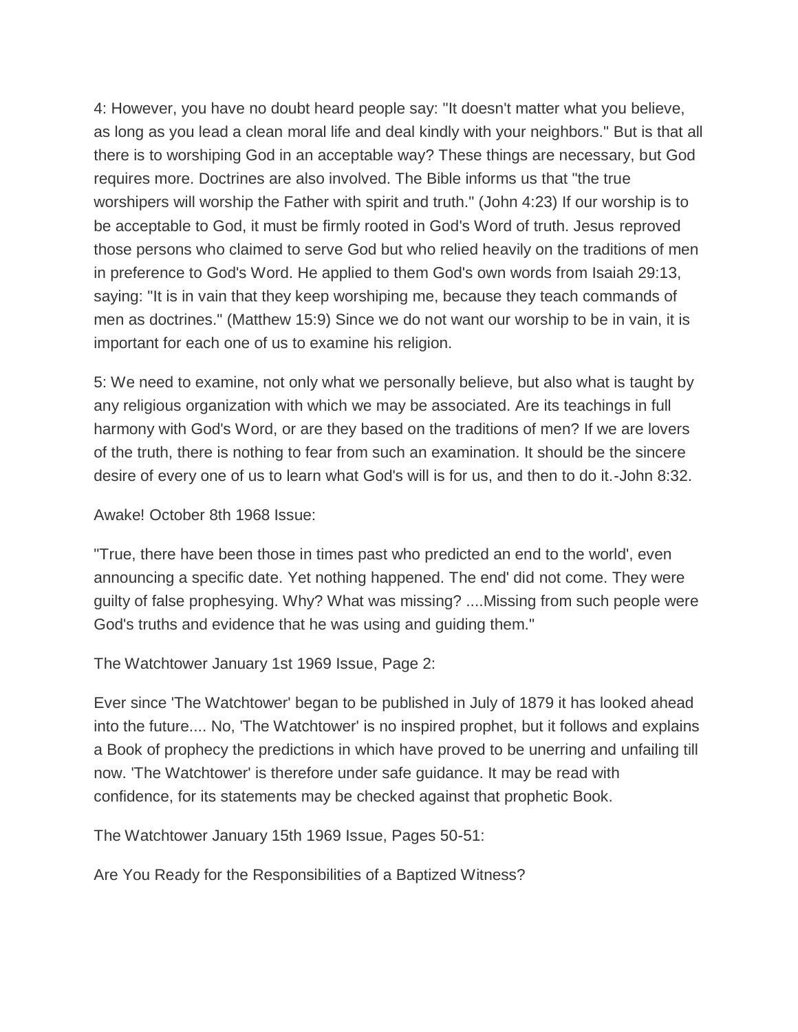4: However, you have no doubt heard people say: "It doesn't matter what you believe, as long as you lead a clean moral life and deal kindly with your neighbors." But is that all there is to worshiping God in an acceptable way? These things are necessary, but God requires more. Doctrines are also involved. The Bible informs us that "the true worshipers will worship the Father with spirit and truth." (John 4:23) If our worship is to be acceptable to God, it must be firmly rooted in God's Word of truth. Jesus reproved those persons who claimed to serve God but who relied heavily on the traditions of men in preference to God's Word. He applied to them God's own words from Isaiah 29:13, saying: "It is in vain that they keep worshiping me, because they teach commands of men as doctrines." (Matthew 15:9) Since we do not want our worship to be in vain, it is important for each one of us to examine his religion.

5: We need to examine, not only what we personally believe, but also what is taught by any religious organization with which we may be associated. Are its teachings in full harmony with God's Word, or are they based on the traditions of men? If we are lovers of the truth, there is nothing to fear from such an examination. It should be the sincere desire of every one of us to learn what God's will is for us, and then to do it.-John 8:32.

Awake! October 8th 1968 Issue:

"True, there have been those in times past who predicted an end to the world', even announcing a specific date. Yet nothing happened. The end' did not come. They were guilty of false prophesying. Why? What was missing? ....Missing from such people were God's truths and evidence that he was using and guiding them."

The Watchtower January 1st 1969 Issue, Page 2:

Ever since 'The Watchtower' began to be published in July of 1879 it has looked ahead into the future.... No, 'The Watchtower' is no inspired prophet, but it follows and explains a Book of prophecy the predictions in which have proved to be unerring and unfailing till now. 'The Watchtower' is therefore under safe guidance. It may be read with confidence, for its statements may be checked against that prophetic Book.

The Watchtower January 15th 1969 Issue, Pages 50-51:

Are You Ready for the Responsibilities of a Baptized Witness?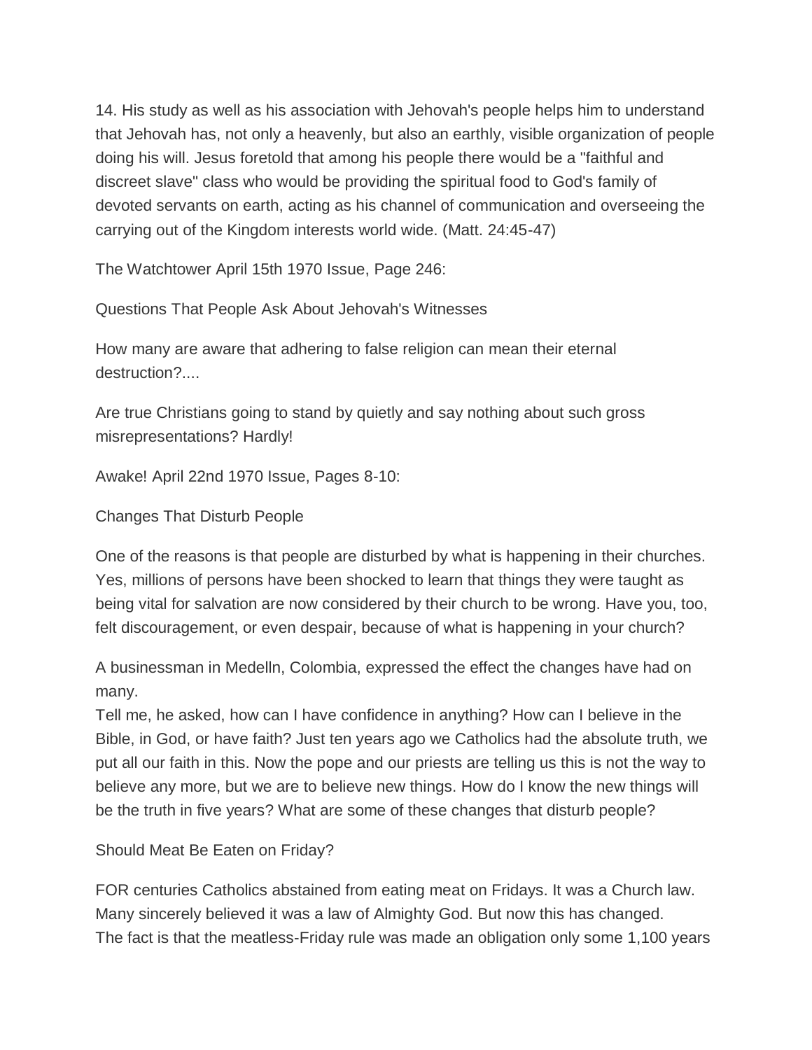14. His study as well as his association with Jehovah's people helps him to understand that Jehovah has, not only a heavenly, but also an earthly, visible organization of people doing his will. Jesus foretold that among his people there would be a "faithful and discreet slave" class who would be providing the spiritual food to God's family of devoted servants on earth, acting as his channel of communication and overseeing the carrying out of the Kingdom interests world wide. (Matt. 24:45-47)

The Watchtower April 15th 1970 Issue, Page 246:

Questions That People Ask About Jehovah's Witnesses

How many are aware that adhering to false religion can mean their eternal destruction?....

Are true Christians going to stand by quietly and say nothing about such gross misrepresentations? Hardly!

Awake! April 22nd 1970 Issue, Pages 8-10:

Changes That Disturb People

One of the reasons is that people are disturbed by what is happening in their churches. Yes, millions of persons have been shocked to learn that things they were taught as being vital for salvation are now considered by their church to be wrong. Have you, too, felt discouragement, or even despair, because of what is happening in your church?

A businessman in Medelln, Colombia, expressed the effect the changes have had on many.
Tell me, he asked, how can I have confidence in anything? How can I believe in the Bible, in God, or have faith? Just ten years ago we Catholics had the absolute truth, we put all our faith in this. Now the pope and our priests are telling us this is not the way to believe any more, but we are to believe new things. How do I know the new things will be the truth in five years? What are some of these changes that disturb people?

Should Meat Be Eaten on Friday?

FOR centuries Catholics abstained from eating meat on Fridays. It was a Church law. Many sincerely believed it was a law of Almighty God. But now this has changed.
The fact is that the meatless-Friday rule was made an obligation only some 1,100 years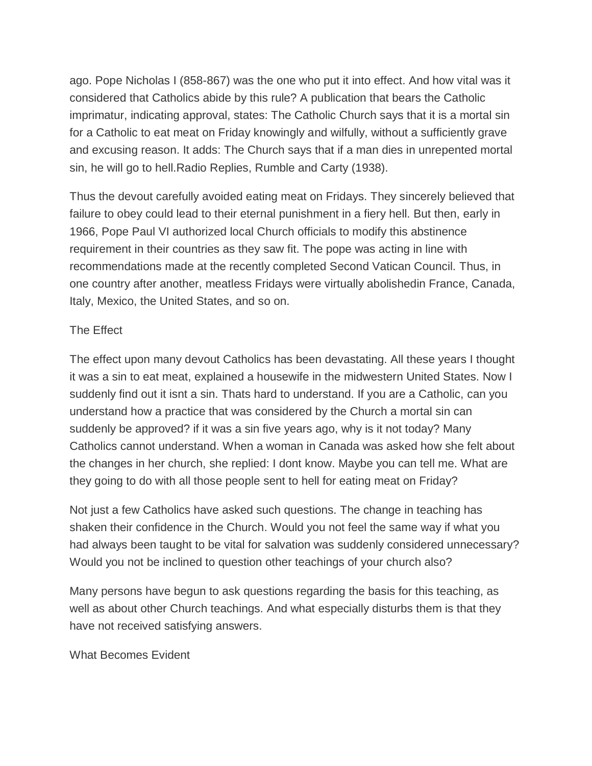ago. Pope Nicholas I (858-867) was the one who put it into effect. And how vital was it considered that Catholics abide by this rule? A publication that bears the Catholic imprimatur, indicating approval, states: The Catholic Church says that it is a mortal sin for a Catholic to eat meat on Friday knowingly and wilfully, without a sufficiently grave and excusing reason. It adds: The Church says that if a man dies in unrepented mortal sin, he will go to hell.Radio Replies, Rumble and Carty (1938).

Thus the devout carefully avoided eating meat on Fridays. They sincerely believed that failure to obey could lead to their eternal punishment in a fiery hell. But then, early in 1966, Pope Paul VI authorized local Church officials to modify this abstinence requirement in their countries as they saw fit. The pope was acting in line with recommendations made at the recently completed Second Vatican Council. Thus, in one country after another, meatless Fridays were virtually abolishedin France, Canada, Italy, Mexico, the United States, and so on.

## The Effect

The effect upon many devout Catholics has been devastating. All these years I thought it was a sin to eat meat, explained a housewife in the midwestern United States. Now I suddenly find out it isnt a sin. Thats hard to understand. If you are a Catholic, can you understand how a practice that was considered by the Church a mortal sin can suddenly be approved? if it was a sin five years ago, why is it not today? Many Catholics cannot understand. When a woman in Canada was asked how she felt about the changes in her church, she replied: I dont know. Maybe you can tell me. What are they going to do with all those people sent to hell for eating meat on Friday?

Not just a few Catholics have asked such questions. The change in teaching has shaken their confidence in the Church. Would you not feel the same way if what you had always been taught to be vital for salvation was suddenly considered unnecessary? Would you not be inclined to question other teachings of your church also?

Many persons have begun to ask questions regarding the basis for this teaching, as well as about other Church teachings. And what especially disturbs them is that they have not received satisfying answers.

## What Becomes Evident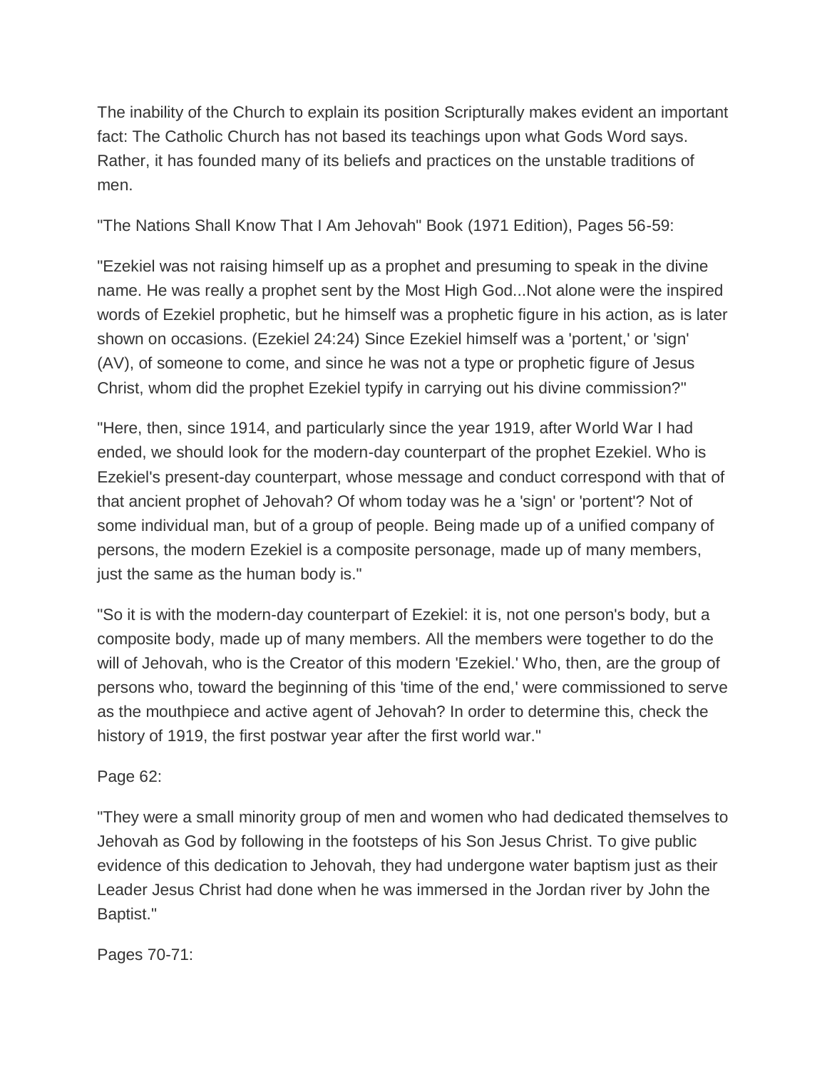The inability of the Church to explain its position Scripturally makes evident an important fact: The Catholic Church has not based its teachings upon what Gods Word says. Rather, it has founded many of its beliefs and practices on the unstable traditions of men.

"The Nations Shall Know That I Am Jehovah" Book (1971 Edition), Pages 56-59:

"Ezekiel was not raising himself up as a prophet and presuming to speak in the divine name. He was really a prophet sent by the Most High God...Not alone were the inspired words of Ezekiel prophetic, but he himself was a prophetic figure in his action, as is later shown on occasions. (Ezekiel 24:24) Since Ezekiel himself was a 'portent,' or 'sign' (AV), of someone to come, and since he was not a type or prophetic figure of Jesus Christ, whom did the prophet Ezekiel typify in carrying out his divine commission?"

"Here, then, since 1914, and particularly since the year 1919, after World War I had ended, we should look for the modern-day counterpart of the prophet Ezekiel. Who is Ezekiel's present-day counterpart, whose message and conduct correspond with that of that ancient prophet of Jehovah? Of whom today was he a 'sign' or 'portent'? Not of some individual man, but of a group of people. Being made up of a unified company of persons, the modern Ezekiel is a composite personage, made up of many members, just the same as the human body is."

"So it is with the modern-day counterpart of Ezekiel: it is, not one person's body, but a composite body, made up of many members. All the members were together to do the will of Jehovah, who is the Creator of this modern 'Ezekiel.' Who, then, are the group of persons who, toward the beginning of this 'time of the end,' were commissioned to serve as the mouthpiece and active agent of Jehovah? In order to determine this, check the history of 1919, the first postwar year after the first world war."

Page 62:

"They were a small minority group of men and women who had dedicated themselves to Jehovah as God by following in the footsteps of his Son Jesus Christ. To give public evidence of this dedication to Jehovah, they had undergone water baptism just as their Leader Jesus Christ had done when he was immersed in the Jordan river by John the Baptist."

Pages 70-71: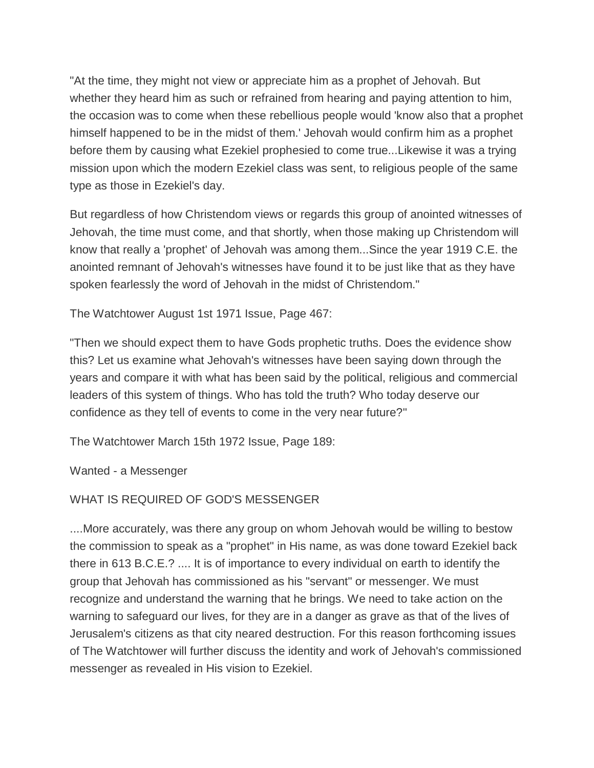"At the time, they might not view or appreciate him as a prophet of Jehovah. But whether they heard him as such or refrained from hearing and paying attention to him, the occasion was to come when these rebellious people would 'know also that a prophet himself happened to be in the midst of them.' Jehovah would confirm him as a prophet before them by causing what Ezekiel prophesied to come true...Likewise it was a trying mission upon which the modern Ezekiel class was sent, to religious people of the same type as those in Ezekiel's day.

But regardless of how Christendom views or regards this group of anointed witnesses of Jehovah, the time must come, and that shortly, when those making up Christendom will know that really a 'prophet' of Jehovah was among them...Since the year 1919 C.E. the anointed remnant of Jehovah's witnesses have found it to be just like that as they have spoken fearlessly the word of Jehovah in the midst of Christendom."

The Watchtower August 1st 1971 Issue, Page 467:

"Then we should expect them to have Gods prophetic truths. Does the evidence show this? Let us examine what Jehovah's witnesses have been saying down through the years and compare it with what has been said by the political, religious and commercial leaders of this system of things. Who has told the truth? Who today deserve our confidence as they tell of events to come in the very near future?"

The Watchtower March 15th 1972 Issue, Page 189:

Wanted - a Messenger

WHAT IS REQUIRED OF GOD'S MESSENGER

....More accurately, was there any group on whom Jehovah would be willing to bestow the commission to speak as a "prophet" in His name, as was done toward Ezekiel back there in 613 B.C.E.? .... It is of importance to every individual on earth to identify the group that Jehovah has commissioned as his "servant" or messenger. We must recognize and understand the warning that he brings. We need to take action on the warning to safeguard our lives, for they are in a danger as grave as that of the lives of Jerusalem's citizens as that city neared destruction. For this reason forthcoming issues of The Watchtower will further discuss the identity and work of Jehovah's commissioned messenger as revealed in His vision to Ezekiel.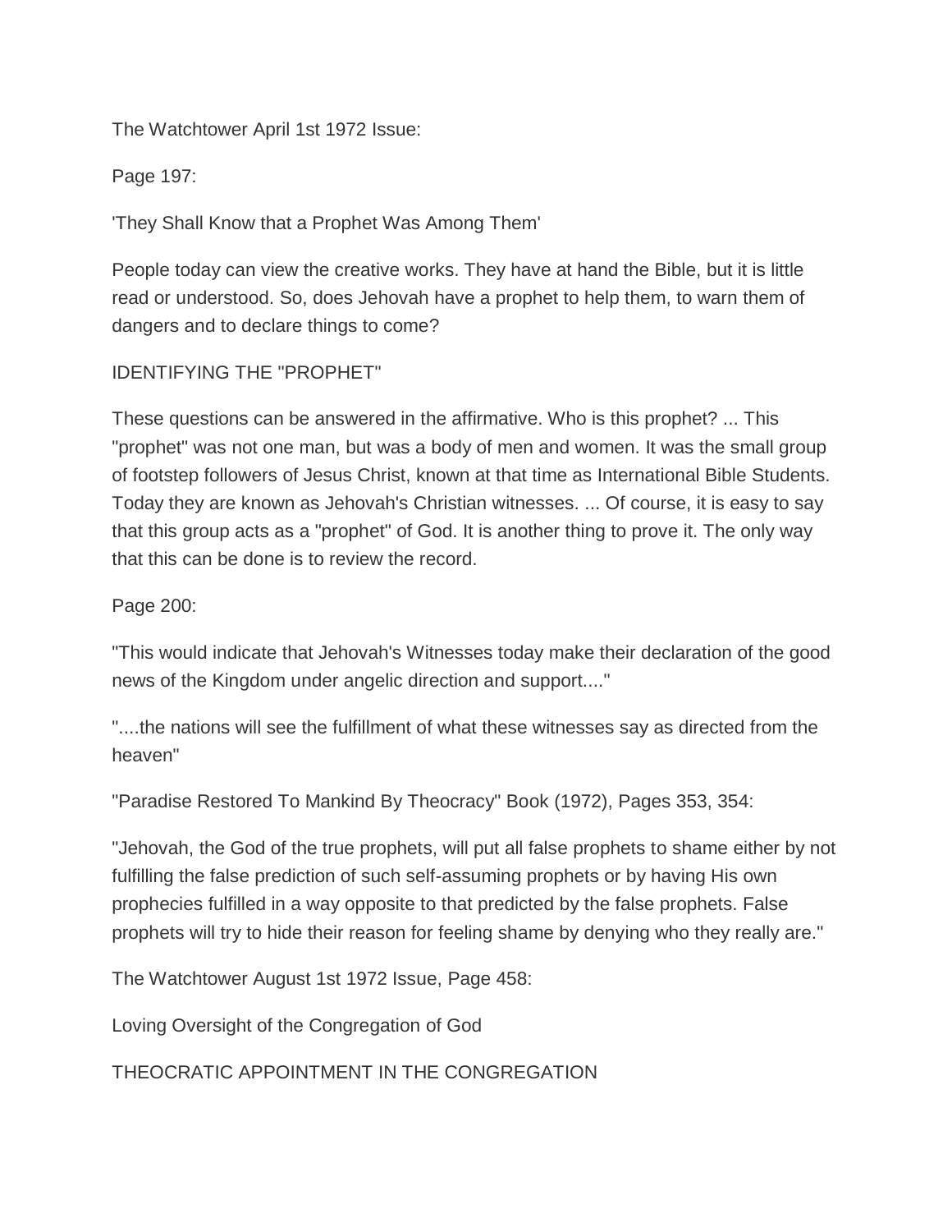The Watchtower April 1st 1972 Issue:

Page 197:

'They Shall Know that a Prophet Was Among Them'

People today can view the creative works. They have at hand the Bible, but it is little read or understood. So, does Jehovah have a prophet to help them, to warn them of dangers and to declare things to come?

IDENTIFYING THE "PROPHET"

These questions can be answered in the affirmative. Who is this prophet? ... This "prophet" was not one man, but was a body of men and women. It was the small group of footstep followers of Jesus Christ, known at that time as International Bible Students. Today they are known as Jehovah's Christian witnesses. ... Of course, it is easy to say that this group acts as a "prophet" of God. It is another thing to prove it. The only way that this can be done is to review the record.

Page 200:

"This would indicate that Jehovah's Witnesses today make their declaration of the good news of the Kingdom under angelic direction and support...."

"....the nations will see the fulfillment of what these witnesses say as directed from the heaven"

"Paradise Restored To Mankind By Theocracy" Book (1972), Pages 353, 354:

"Jehovah, the God of the true prophets, will put all false prophets to shame either by not fulfilling the false prediction of such self-assuming prophets or by having His own prophecies fulfilled in a way opposite to that predicted by the false prophets. False prophets will try to hide their reason for feeling shame by denying who they really are."

The Watchtower August 1st 1972 Issue, Page 458:

Loving Oversight of the Congregation of God

THEOCRATIC APPOINTMENT IN THE CONGREGATION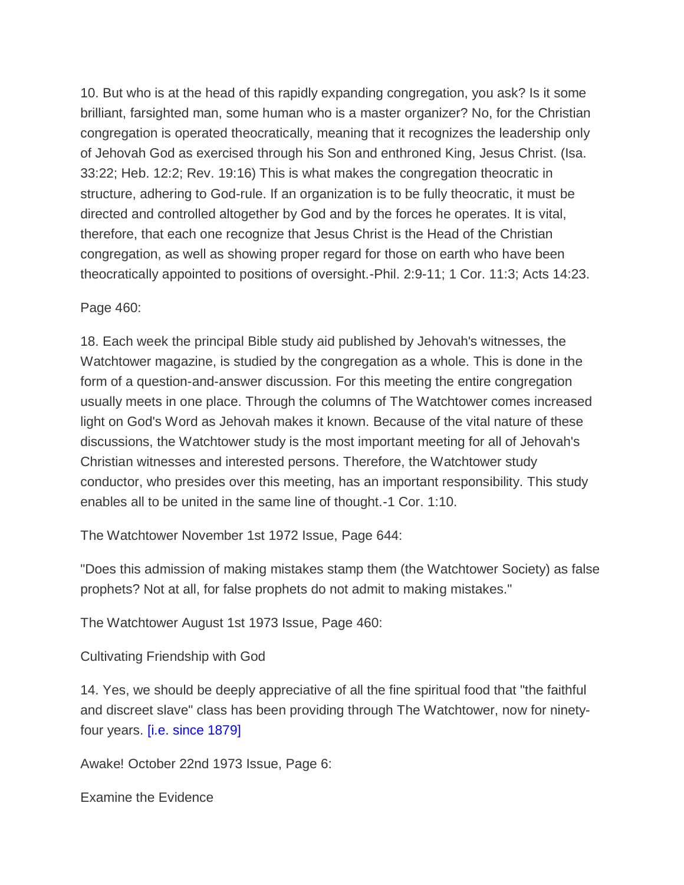10. But who is at the head of this rapidly expanding congregation, you ask? Is it some brilliant, farsighted man, some human who is a master organizer? No, for the Christian congregation is operated theocratically, meaning that it recognizes the leadership only of Jehovah God as exercised through his Son and enthroned King, Jesus Christ. (Isa. 33:22; Heb. 12:2; Rev. 19:16) This is what makes the congregation theocratic in structure, adhering to God-rule. If an organization is to be fully theocratic, it must be directed and controlled altogether by God and by the forces he operates. It is vital, therefore, that each one recognize that Jesus Christ is the Head of the Christian congregation, as well as showing proper regard for those on earth who have been theocratically appointed to positions of oversight.-Phil. 2:9-11; 1 Cor. 11:3; Acts 14:23.

Page 460:

18. Each week the principal Bible study aid published by Jehovah's witnesses, the Watchtower magazine, is studied by the congregation as a whole. This is done in the form of a question-and-answer discussion. For this meeting the entire congregation usually meets in one place. Through the columns of The Watchtower comes increased light on God's Word as Jehovah makes it known. Because of the vital nature of these discussions, the Watchtower study is the most important meeting for all of Jehovah's Christian witnesses and interested persons. Therefore, the Watchtower study conductor, who presides over this meeting, has an important responsibility. This study enables all to be united in the same line of thought.-1 Cor. 1:10.

The Watchtower November 1st 1972 Issue, Page 644:

"Does this admission of making mistakes stamp them (the Watchtower Society) as false prophets? Not at all, for false prophets do not admit to making mistakes."

The Watchtower August 1st 1973 Issue, Page 460:

Cultivating Friendship with God

14. Yes, we should be deeply appreciative of all the fine spiritual food that "the faithful and discreet slave" class has been providing through The Watchtower, now for ninety-four years. [i.e. since 1879]

Awake! October 22nd 1973 Issue, Page 6:

Examine the Evidence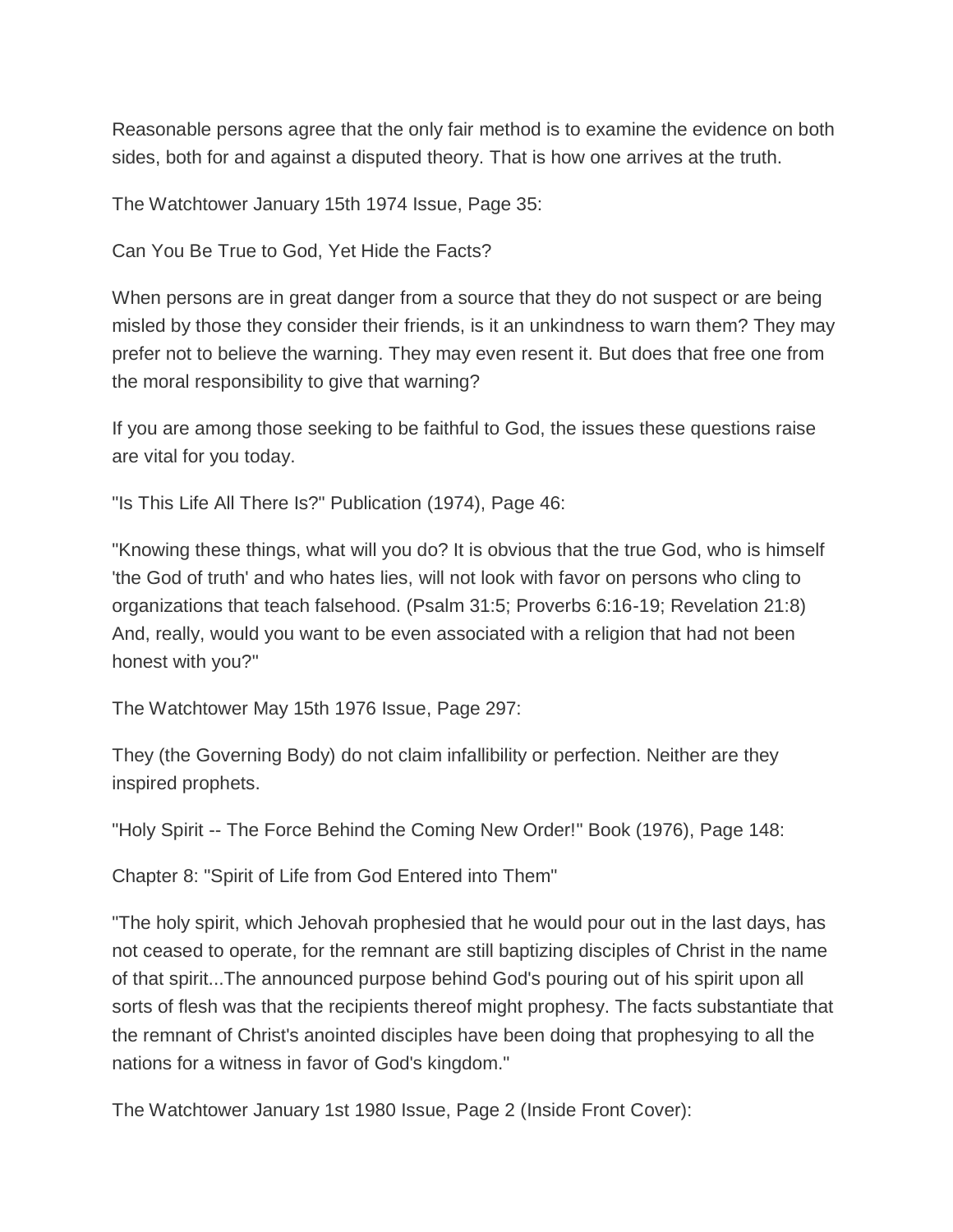Reasonable persons agree that the only fair method is to examine the evidence on both sides, both for and against a disputed theory. That is how one arrives at the truth.

The Watchtower January 15th 1974 Issue, Page 35:

Can You Be True to God, Yet Hide the Facts?

When persons are in great danger from a source that they do not suspect or are being misled by those they consider their friends, is it an unkindness to warn them? They may prefer not to believe the warning. They may even resent it. But does that free one from the moral responsibility to give that warning?

If you are among those seeking to be faithful to God, the issues these questions raise are vital for you today.

"Is This Life All There Is?" Publication (1974), Page 46:

"Knowing these things, what will you do? It is obvious that the true God, who is himself 'the God of truth' and who hates lies, will not look with favor on persons who cling to organizations that teach falsehood. (Psalm 31:5; Proverbs 6:16-19; Revelation 21:8) And, really, would you want to be even associated with a religion that had not been honest with you?"

The Watchtower May 15th 1976 Issue, Page 297:

They (the Governing Body) do not claim infallibility or perfection. Neither are they inspired prophets.

"Holy Spirit -- The Force Behind the Coming New Order!" Book (1976), Page 148:

Chapter 8: "Spirit of Life from God Entered into Them"

"The holy spirit, which Jehovah prophesied that he would pour out in the last days, has not ceased to operate, for the remnant are still baptizing disciples of Christ in the name of that spirit...The announced purpose behind God's pouring out of his spirit upon all sorts of flesh was that the recipients thereof might prophesy. The facts substantiate that the remnant of Christ's anointed disciples have been doing that prophesying to all the nations for a witness in favor of God's kingdom."

The Watchtower January 1st 1980 Issue, Page 2 (Inside Front Cover):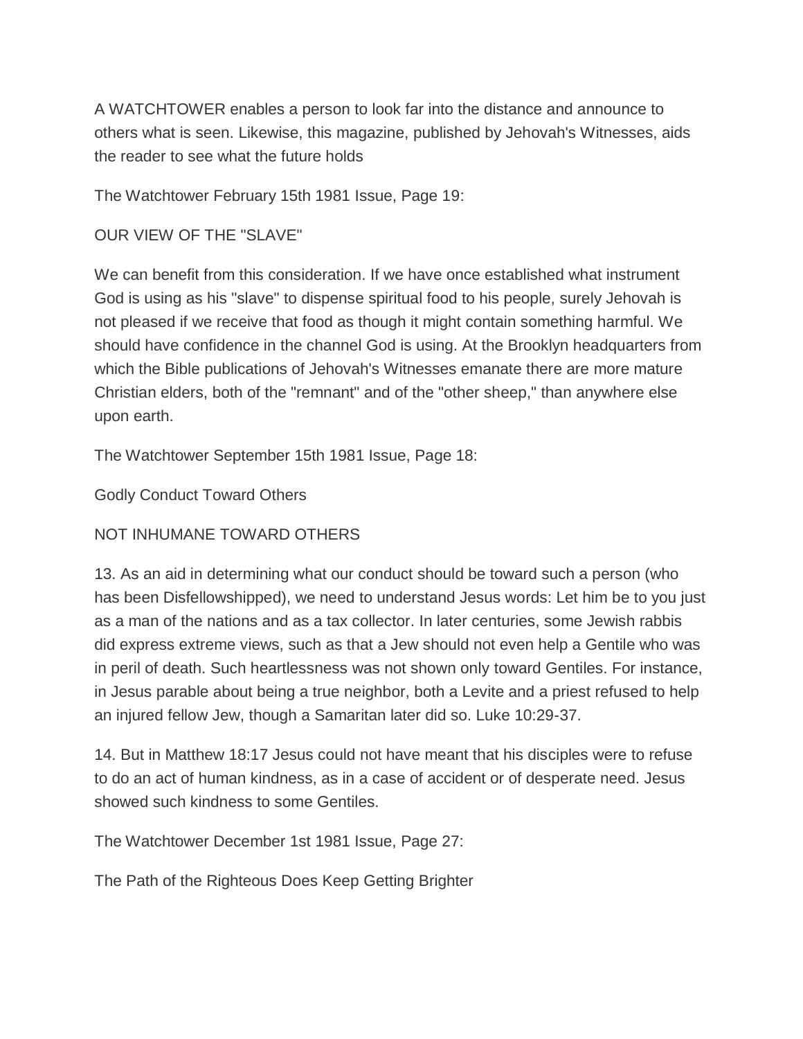A WATCHTOWER enables a person to look far into the distance and announce to others what is seen. Likewise, this magazine, published by Jehovah's Witnesses, aids the reader to see what the future holds

The Watchtower February 15th 1981 Issue, Page 19:

OUR VIEW OF THE "SLAVE"

We can benefit from this consideration. If we have once established what instrument God is using as his "slave" to dispense spiritual food to his people, surely Jehovah is not pleased if we receive that food as though it might contain something harmful. We should have confidence in the channel God is using. At the Brooklyn headquarters from which the Bible publications of Jehovah's Witnesses emanate there are more mature Christian elders, both of the "remnant" and of the "other sheep," than anywhere else upon earth.

The Watchtower September 15th 1981 Issue, Page 18:

Godly Conduct Toward Others

NOT INHUMANE TOWARD OTHERS

13. As an aid in determining what our conduct should be toward such a person (who has been Disfellowshipped), we need to understand Jesus words: Let him be to you just as a man of the nations and as a tax collector. In later centuries, some Jewish rabbis did express extreme views, such as that a Jew should not even help a Gentile who was in peril of death. Such heartlessness was not shown only toward Gentiles. For instance, in Jesus parable about being a true neighbor, both a Levite and a priest refused to help an injured fellow Jew, though a Samaritan later did so. Luke 10:29-37.

14. But in Matthew 18:17 Jesus could not have meant that his disciples were to refuse to do an act of human kindness, as in a case of accident or of desperate need. Jesus showed such kindness to some Gentiles.

The Watchtower December 1st 1981 Issue, Page 27:

The Path of the Righteous Does Keep Getting Brighter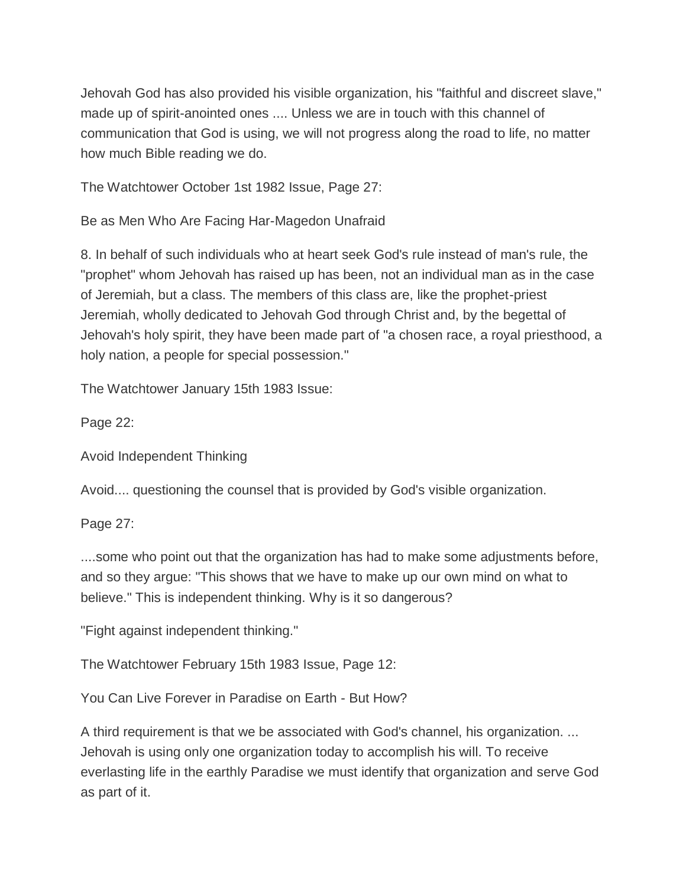Jehovah God has also provided his visible organization, his "faithful and discreet slave," made up of spirit-anointed ones .... Unless we are in touch with this channel of communication that God is using, we will not progress along the road to life, no matter how much Bible reading we do.

The Watchtower October 1st 1982 Issue, Page 27:

Be as Men Who Are Facing Har-Magedon Unafraid

8. In behalf of such individuals who at heart seek God's rule instead of man's rule, the "prophet" whom Jehovah has raised up has been, not an individual man as in the case of Jeremiah, but a class. The members of this class are, like the prophet-priest Jeremiah, wholly dedicated to Jehovah God through Christ and, by the begettal of Jehovah's holy spirit, they have been made part of "a chosen race, a royal priesthood, a holy nation, a people for special possession."

The Watchtower January 15th 1983 Issue:

Page 22:

Avoid Independent Thinking

Avoid.... questioning the counsel that is provided by God's visible organization.

Page 27:

....some who point out that the organization has had to make some adjustments before, and so they argue: "This shows that we have to make up our own mind on what to believe." This is independent thinking. Why is it so dangerous?

"Fight against independent thinking."

The Watchtower February 15th 1983 Issue, Page 12:

You Can Live Forever in Paradise on Earth - But How?

A third requirement is that we be associated with God's channel, his organization. ... Jehovah is using only one organization today to accomplish his will. To receive everlasting life in the earthly Paradise we must identify that organization and serve God as part of it.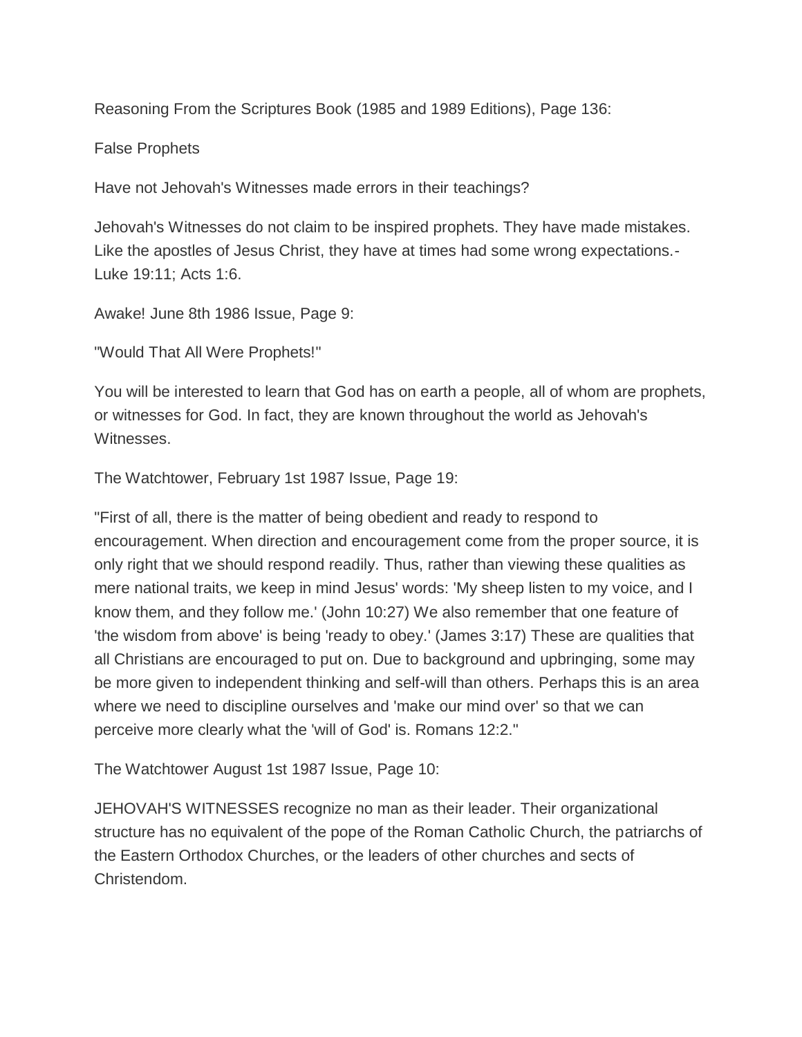Reasoning From the Scriptures Book (1985 and 1989 Editions), Page 136:

False Prophets

Have not Jehovah's Witnesses made errors in their teachings?

Jehovah's Witnesses do not claim to be inspired prophets. They have made mistakes. Like the apostles of Jesus Christ, they have at times had some wrong expectations.- Luke 19:11; Acts 1:6.

Awake! June 8th 1986 Issue, Page 9:

"Would That All Were Prophets!"

You will be interested to learn that God has on earth a people, all of whom are prophets, or witnesses for God. In fact, they are known throughout the world as Jehovah's Witnesses.

The Watchtower, February 1st 1987 Issue, Page 19:

"First of all, there is the matter of being obedient and ready to respond to encouragement. When direction and encouragement come from the proper source, it is only right that we should respond readily. Thus, rather than viewing these qualities as mere national traits, we keep in mind Jesus' words: 'My sheep listen to my voice, and I know them, and they follow me.' (John 10:27) We also remember that one feature of 'the wisdom from above' is being 'ready to obey.' (James 3:17) These are qualities that all Christians are encouraged to put on. Due to background and upbringing, some may be more given to independent thinking and self-will than others. Perhaps this is an area where we need to discipline ourselves and 'make our mind over' so that we can perceive more clearly what the 'will of God' is. Romans 12:2."

The Watchtower August 1st 1987 Issue, Page 10:

JEHOVAH'S WITNESSES recognize no man as their leader. Their organizational structure has no equivalent of the pope of the Roman Catholic Church, the patriarchs of the Eastern Orthodox Churches, or the leaders of other churches and sects of Christendom.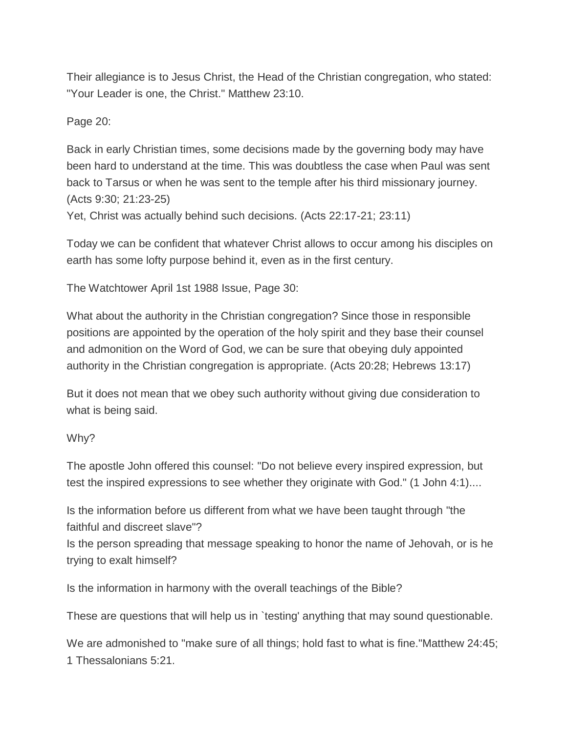Their allegiance is to Jesus Christ, the Head of the Christian congregation, who stated: "Your Leader is one, the Christ." Matthew 23:10.

Page 20:

Back in early Christian times, some decisions made by the governing body may have been hard to understand at the time. This was doubtless the case when Paul was sent back to Tarsus or when he was sent to the temple after his third missionary journey. (Acts 9:30; 21:23-25)
Yet, Christ was actually behind such decisions. (Acts 22:17-21; 23:11)

Today we can be confident that whatever Christ allows to occur among his disciples on earth has some lofty purpose behind it, even as in the first century.

The Watchtower April 1st 1988 Issue, Page 30:

What about the authority in the Christian congregation? Since those in responsible positions are appointed by the operation of the holy spirit and they base their counsel and admonition on the Word of God, we can be sure that obeying duly appointed authority in the Christian congregation is appropriate. (Acts 20:28; Hebrews 13:17)

But it does not mean that we obey such authority without giving due consideration to what is being said.

Why?

The apostle John offered this counsel: "Do not believe every inspired expression, but test the inspired expressions to see whether they originate with God." (1 John 4:1)....

Is the information before us different from what we have been taught through "the faithful and discreet slave"?
Is the person spreading that message speaking to honor the name of Jehovah, or is he trying to exalt himself?

Is the information in harmony with the overall teachings of the Bible?

These are questions that will help us in `testing' anything that may sound questionable.

We are admonished to "make sure of all things; hold fast to what is fine."Matthew 24:45; 1 Thessalonians 5:21.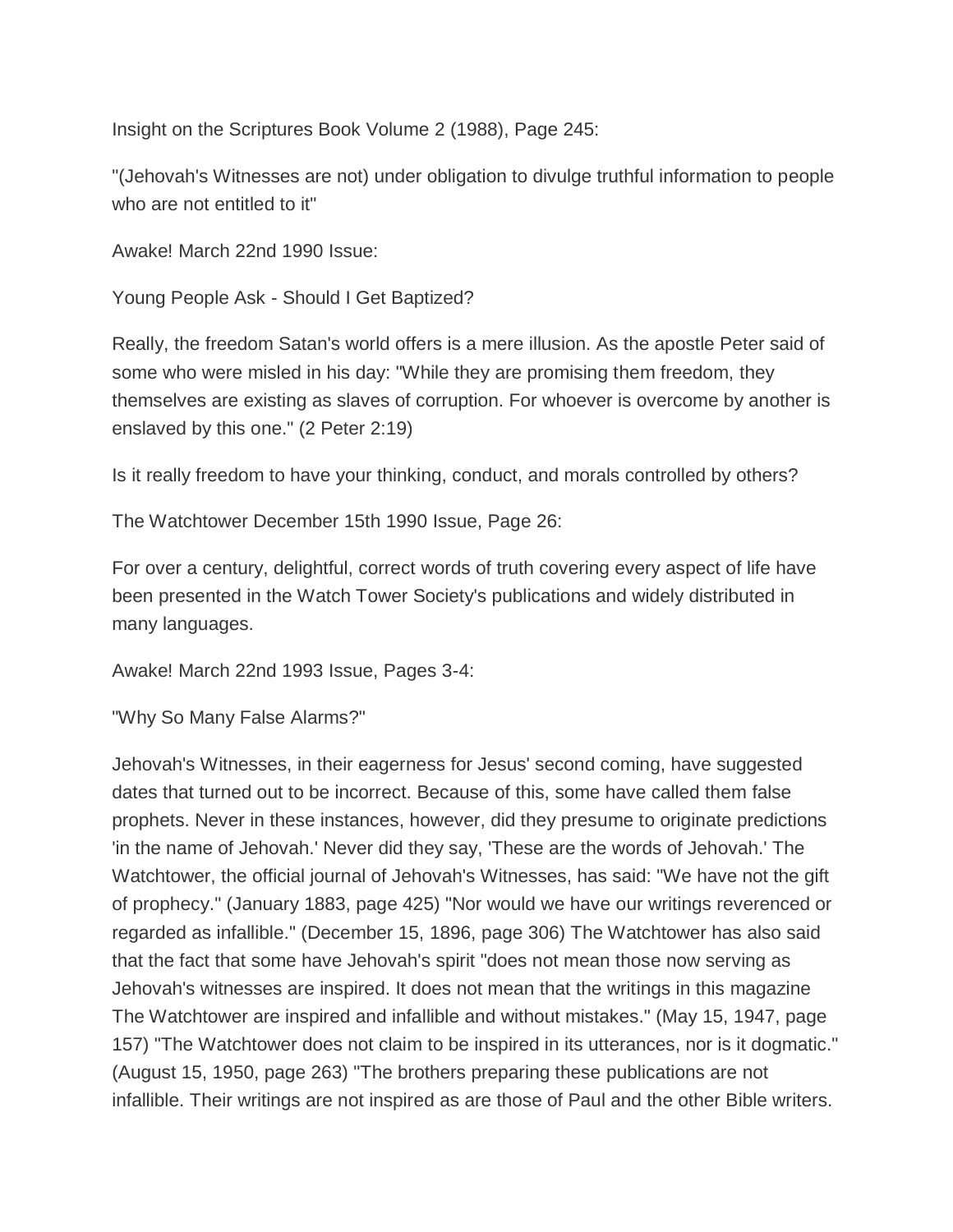Insight on the Scriptures Book Volume 2 (1988), Page 245:

"(Jehovah's Witnesses are not) under obligation to divulge truthful information to people who are not entitled to it"

Awake! March 22nd 1990 Issue:

Young People Ask - Should I Get Baptized?

Really, the freedom Satan's world offers is a mere illusion. As the apostle Peter said of some who were misled in his day: "While they are promising them freedom, they themselves are existing as slaves of corruption. For whoever is overcome by another is enslaved by this one." (2 Peter 2:19)

Is it really freedom to have your thinking, conduct, and morals controlled by others?

The Watchtower December 15th 1990 Issue, Page 26:

For over a century, delightful, correct words of truth covering every aspect of life have been presented in the Watch Tower Society's publications and widely distributed in many languages.

Awake! March 22nd 1993 Issue, Pages 3-4:

"Why So Many False Alarms?"

Jehovah's Witnesses, in their eagerness for Jesus' second coming, have suggested dates that turned out to be incorrect. Because of this, some have called them false prophets. Never in these instances, however, did they presume to originate predictions 'in the name of Jehovah.' Never did they say, 'These are the words of Jehovah.' The Watchtower, the official journal of Jehovah's Witnesses, has said: "We have not the gift of prophecy." (January 1883, page 425) "Nor would we have our writings reverenced or regarded as infallible." (December 15, 1896, page 306) The Watchtower has also said that the fact that some have Jehovah's spirit "does not mean those now serving as Jehovah's witnesses are inspired. It does not mean that the writings in this magazine The Watchtower are inspired and infallible and without mistakes." (May 15, 1947, page 157) "The Watchtower does not claim to be inspired in its utterances, nor is it dogmatic." (August 15, 1950, page 263) "The brothers preparing these publications are not infallible. Their writings are not inspired as are those of Paul and the other Bible writers.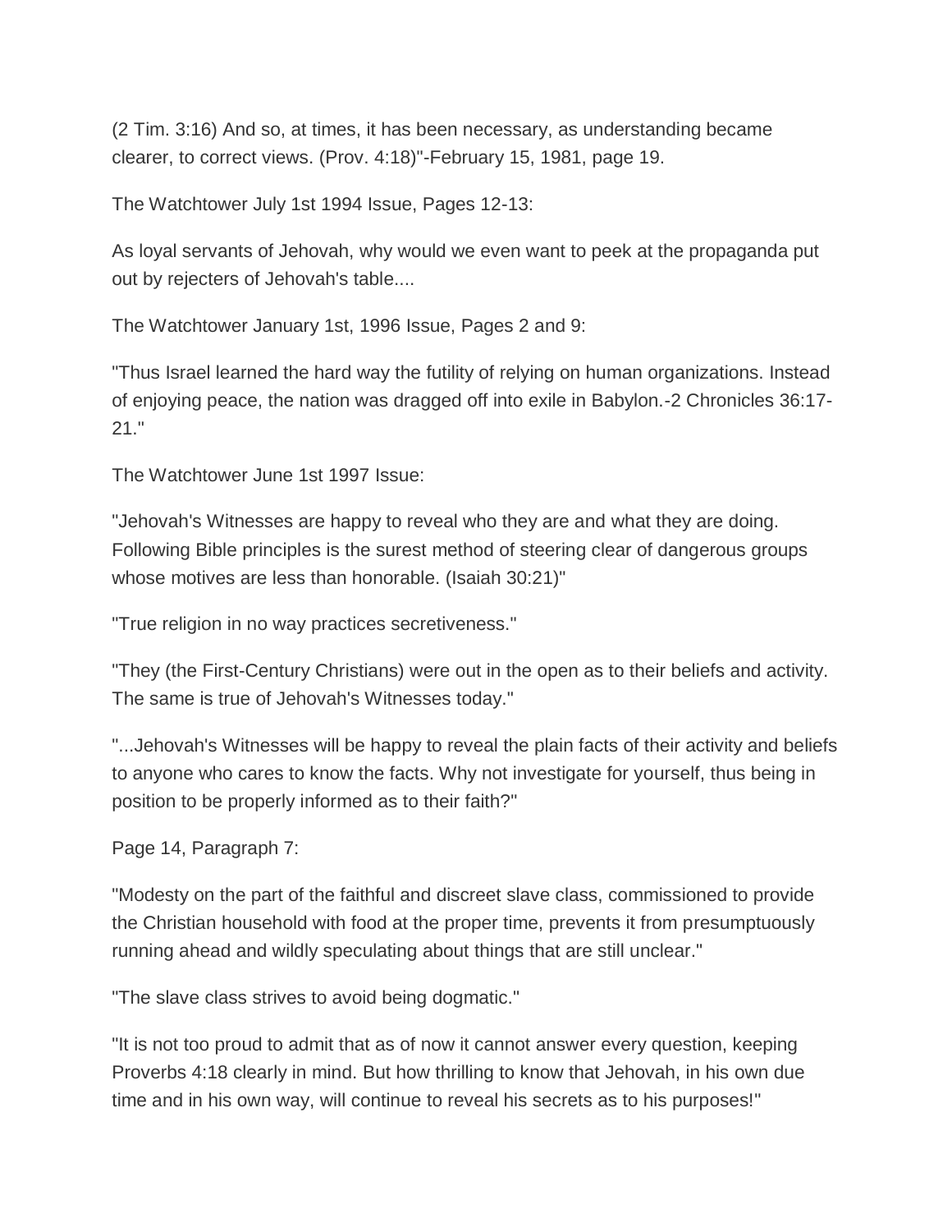(2 Tim. 3:16) And so, at times, it has been necessary, as understanding became clearer, to correct views. (Prov. 4:18)"-February 15, 1981, page 19.

The Watchtower July 1st 1994 Issue, Pages 12-13:

As loyal servants of Jehovah, why would we even want to peek at the propaganda put out by rejecters of Jehovah's table....

The Watchtower January 1st, 1996 Issue, Pages 2 and 9:

"Thus Israel learned the hard way the futility of relying on human organizations. Instead of enjoying peace, the nation was dragged off into exile in Babylon.-2 Chronicles 36:17-21."

The Watchtower June 1st 1997 Issue:

"Jehovah's Witnesses are happy to reveal who they are and what they are doing. Following Bible principles is the surest method of steering clear of dangerous groups whose motives are less than honorable. (Isaiah 30:21)"

"True religion in no way practices secretiveness."

"They (the First-Century Christians) were out in the open as to their beliefs and activity. The same is true of Jehovah's Witnesses today."

"...Jehovah's Witnesses will be happy to reveal the plain facts of their activity and beliefs to anyone who cares to know the facts. Why not investigate for yourself, thus being in position to be properly informed as to their faith?"

Page 14, Paragraph 7:

"Modesty on the part of the faithful and discreet slave class, commissioned to provide the Christian household with food at the proper time, prevents it from presumptuously running ahead and wildly speculating about things that are still unclear."

"The slave class strives to avoid being dogmatic."

"It is not too proud to admit that as of now it cannot answer every question, keeping Proverbs 4:18 clearly in mind. But how thrilling to know that Jehovah, in his own due time and in his own way, will continue to reveal his secrets as to his purposes!"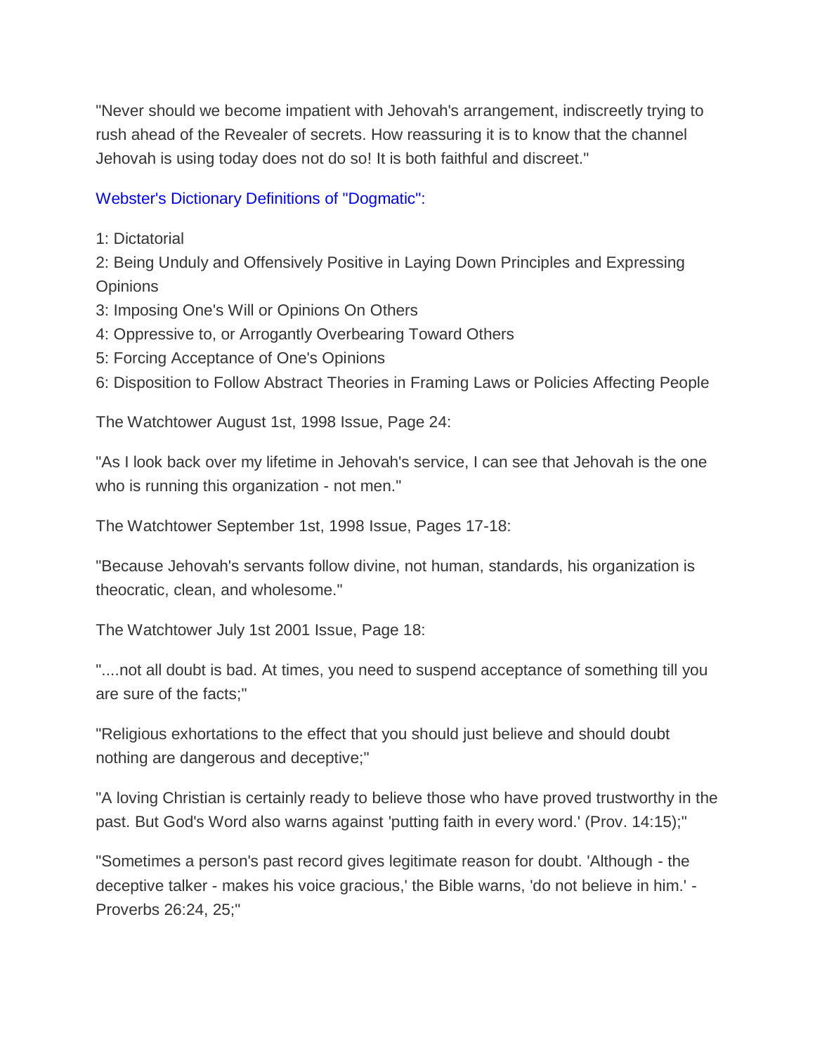"Never should we become impatient with Jehovah's arrangement, indiscreetly trying to rush ahead of the Revealer of secrets. How reassuring it is to know that the channel Jehovah is using today does not do so! It is both faithful and discreet."

Webster's Dictionary Definitions of "Dogmatic":

1: Dictatorial
2: Being Unduly and Offensively Positive in Laying Down Principles and Expressing Opinions
3: Imposing One's Will or Opinions On Others
4: Oppressive to, or Arrogantly Overbearing Toward Others
5: Forcing Acceptance of One's Opinions
6: Disposition to Follow Abstract Theories in Framing Laws or Policies Affecting People

The Watchtower August 1st, 1998 Issue, Page 24:

"As I look back over my lifetime in Jehovah's service, I can see that Jehovah is the one who is running this organization - not men."

The Watchtower September 1st, 1998 Issue, Pages 17-18:

"Because Jehovah's servants follow divine, not human, standards, his organization is theocratic, clean, and wholesome."

The Watchtower July 1st 2001 Issue, Page 18:

"....not all doubt is bad. At times, you need to suspend acceptance of something till you are sure of the facts;"

"Religious exhortations to the effect that you should just believe and should doubt nothing are dangerous and deceptive;"

"A loving Christian is certainly ready to believe those who have proved trustworthy in the past. But God's Word also warns against 'putting faith in every word.' (Prov. 14:15);"

"Sometimes a person's past record gives legitimate reason for doubt. 'Although - the deceptive talker - makes his voice gracious,' the Bible warns, 'do not believe in him.' - Proverbs 26:24, 25;"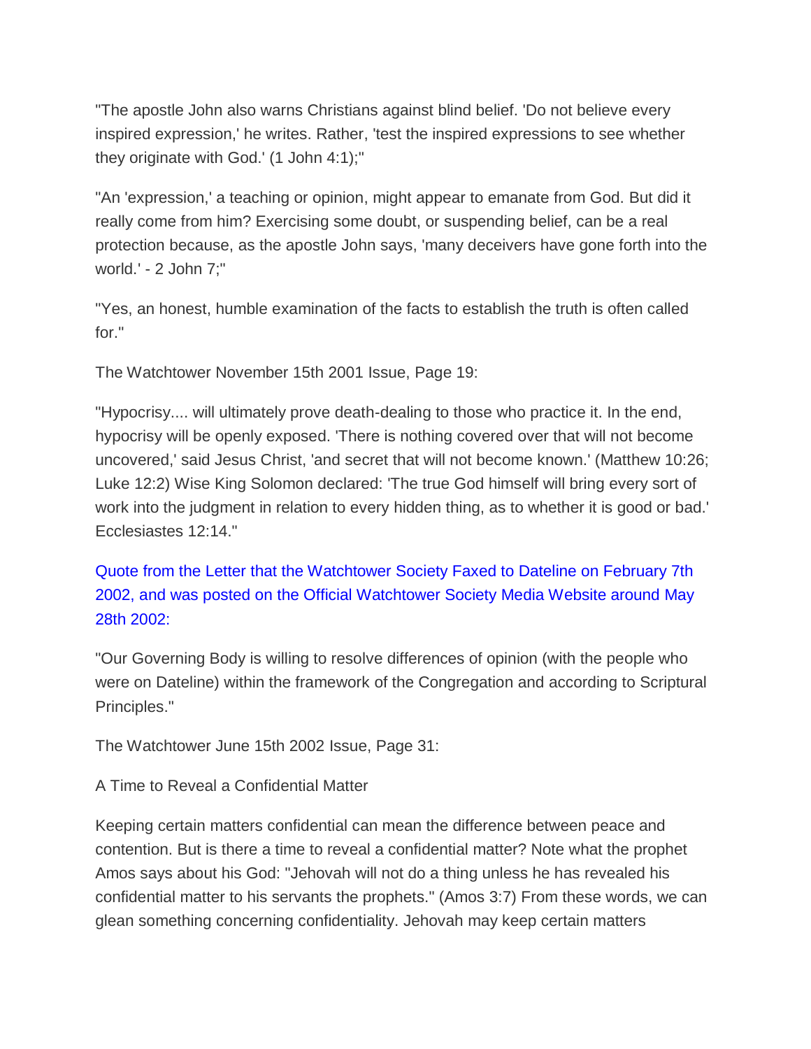"The apostle John also warns Christians against blind belief. 'Do not believe every inspired expression,' he writes. Rather, 'test the inspired expressions to see whether they originate with God.' (1 John 4:1);"

"An 'expression,' a teaching or opinion, might appear to emanate from God. But did it really come from him? Exercising some doubt, or suspending belief, can be a real protection because, as the apostle John says, 'many deceivers have gone forth into the world.' - 2 John 7;"

"Yes, an honest, humble examination of the facts to establish the truth is often called for."

The Watchtower November 15th 2001 Issue, Page 19:

"Hypocrisy.... will ultimately prove death-dealing to those who practice it. In the end, hypocrisy will be openly exposed. 'There is nothing covered over that will not become uncovered,' said Jesus Christ, 'and secret that will not become known.' (Matthew 10:26; Luke 12:2) Wise King Solomon declared: 'The true God himself will bring every sort of work into the judgment in relation to every hidden thing, as to whether it is good or bad.' Ecclesiastes 12:14."

Quote from the Letter that the Watchtower Society Faxed to Dateline on February 7th 2002, and was posted on the Official Watchtower Society Media Website around May 28th 2002:

"Our Governing Body is willing to resolve differences of opinion (with the people who were on Dateline) within the framework of the Congregation and according to Scriptural Principles."

The Watchtower June 15th 2002 Issue, Page 31:

A Time to Reveal a Confidential Matter

Keeping certain matters confidential can mean the difference between peace and contention. But is there a time to reveal a confidential matter? Note what the prophet Amos says about his God: "Jehovah will not do a thing unless he has revealed his confidential matter to his servants the prophets." (Amos 3:7) From these words, we can glean something concerning confidentiality. Jehovah may keep certain matters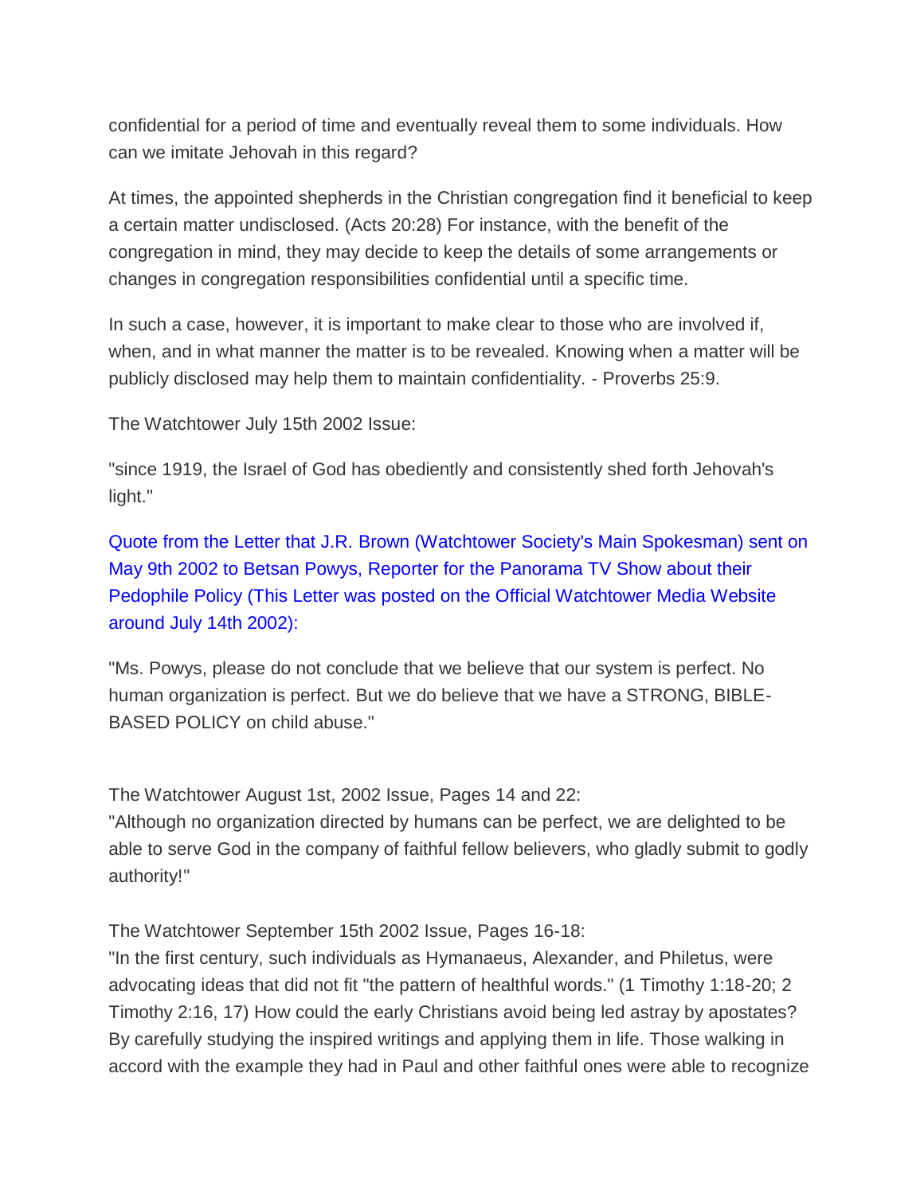confidential for a period of time and eventually reveal them to some individuals. How can we imitate Jehovah in this regard?

At times, the appointed shepherds in the Christian congregation find it beneficial to keep a certain matter undisclosed. (Acts 20:28) For instance, with the benefit of the congregation in mind, they may decide to keep the details of some arrangements or changes in congregation responsibilities confidential until a specific time.

In such a case, however, it is important to make clear to those who are involved if, when, and in what manner the matter is to be revealed. Knowing when a matter will be publicly disclosed may help them to maintain confidentiality. - Proverbs 25:9.

The Watchtower July 15th 2002 Issue:

"since 1919, the Israel of God has obediently and consistently shed forth Jehovah's light."

Quote from the Letter that J.R. Brown (Watchtower Society's Main Spokesman) sent on May 9th 2002 to Betsan Powys, Reporter for the Panorama TV Show about their Pedophile Policy (This Letter was posted on the Official Watchtower Media Website around July 14th 2002):

"Ms. Powys, please do not conclude that we believe that our system is perfect. No human organization is perfect. But we do believe that we have a STRONG, BIBLE-BASED POLICY on child abuse."

The Watchtower August 1st, 2002 Issue, Pages 14 and 22:
"Although no organization directed by humans can be perfect, we are delighted to be able to serve God in the company of faithful fellow believers, who gladly submit to godly authority!"

The Watchtower September 15th 2002 Issue, Pages 16-18:
"In the first century, such individuals as Hymanaeus, Alexander, and Philetus, were advocating ideas that did not fit "the pattern of healthful words." (1 Timothy 1:18-20; 2 Timothy 2:16, 17) How could the early Christians avoid being led astray by apostates? By carefully studying the inspired writings and applying them in life. Those walking in accord with the example they had in Paul and other faithful ones were able to recognize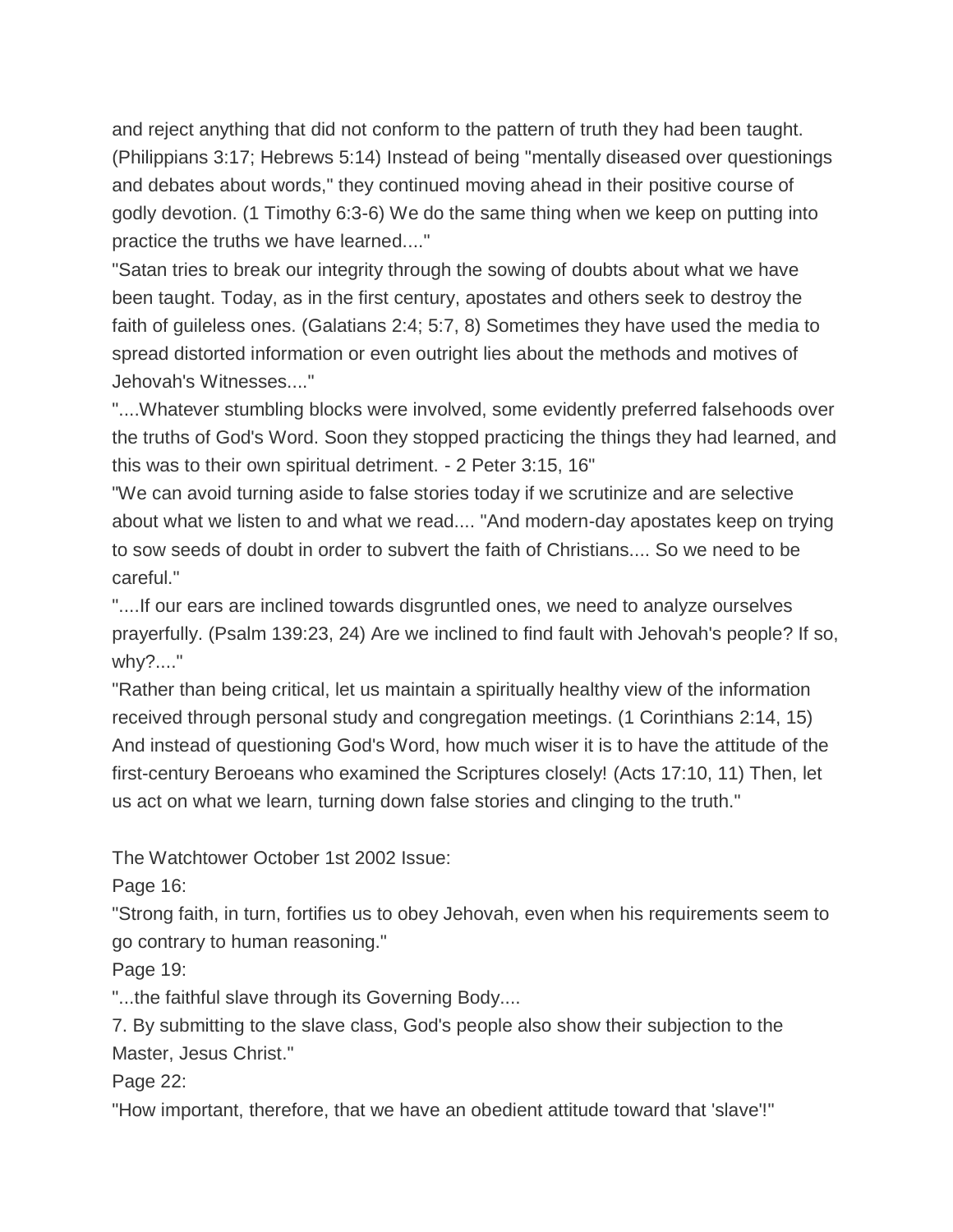and reject anything that did not conform to the pattern of truth they had been taught. (Philippians 3:17; Hebrews 5:14) Instead of being "mentally diseased over questionings and debates about words," they continued moving ahead in their positive course of godly devotion. (1 Timothy 6:3-6) We do the same thing when we keep on putting into practice the truths we have learned...."

"Satan tries to break our integrity through the sowing of doubts about what we have been taught. Today, as in the first century, apostates and others seek to destroy the faith of guileless ones. (Galatians 2:4; 5:7, 8) Sometimes they have used the media to spread distorted information or even outright lies about the methods and motives of Jehovah's Witnesses...."

"....Whatever stumbling blocks were involved, some evidently preferred falsehoods over the truths of God's Word. Soon they stopped practicing the things they had learned, and this was to their own spiritual detriment. - 2 Peter 3:15, 16"

"We can avoid turning aside to false stories today if we scrutinize and are selective about what we listen to and what we read.... "And modern-day apostates keep on trying to sow seeds of doubt in order to subvert the faith of Christians.... So we need to be careful."

"....If our ears are inclined towards disgruntled ones, we need to analyze ourselves prayerfully. (Psalm 139:23, 24) Are we inclined to find fault with Jehovah's people? If so, why?...."

"Rather than being critical, let us maintain a spiritually healthy view of the information received through personal study and congregation meetings. (1 Corinthians 2:14, 15) And instead of questioning God's Word, how much wiser it is to have the attitude of the first-century Beroeans who examined the Scriptures closely! (Acts 17:10, 11) Then, let us act on what we learn, turning down false stories and clinging to the truth."

The Watchtower October 1st 2002 Issue:

Page 16:

"Strong faith, in turn, fortifies us to obey Jehovah, even when his requirements seem to go contrary to human reasoning."

Page 19:

"...the faithful slave through its Governing Body....

7. By submitting to the slave class, God's people also show their subjection to the Master, Jesus Christ."

Page 22:

"How important, therefore, that we have an obedient attitude toward that 'slave'!"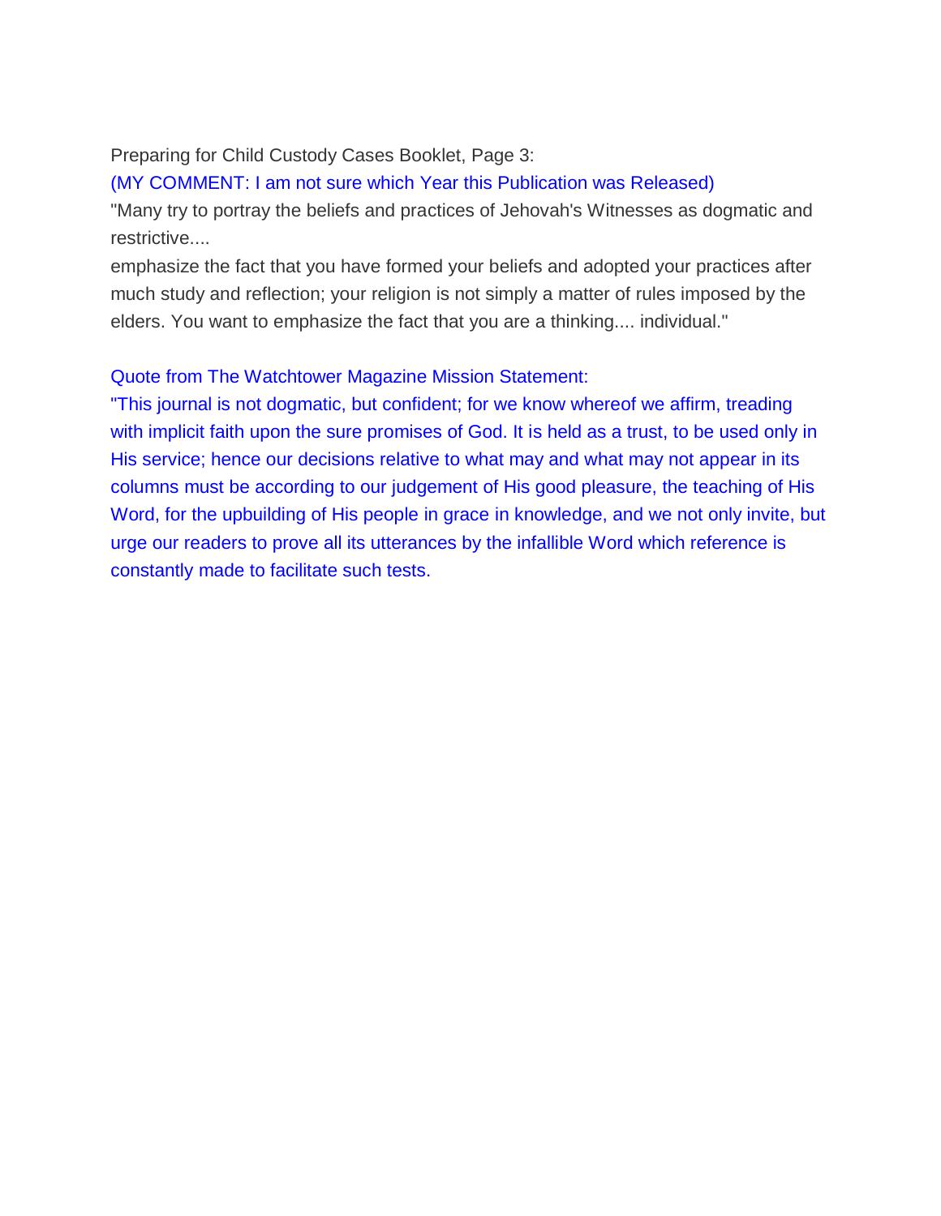Preparing for Child Custody Cases Booklet, Page 3:

(MY COMMENT: I am not sure which Year this Publication was Released)

"Many try to portray the beliefs and practices of Jehovah's Witnesses as dogmatic and restrictive....

emphasize the fact that you have formed your beliefs and adopted your practices after much study and reflection; your religion is not simply a matter of rules imposed by the elders. You want to emphasize the fact that you are a thinking.... individual."

Quote from The Watchtower Magazine Mission Statement:

"This journal is not dogmatic, but confident; for we know whereof we affirm, treading with implicit faith upon the sure promises of God. It is held as a trust, to be used only in His service; hence our decisions relative to what may and what may not appear in its columns must be according to our judgement of His good pleasure, the teaching of His Word, for the upbuilding of His people in grace in knowledge, and we not only invite, but urge our readers to prove all its utterances by the infallible Word which reference is constantly made to facilitate such tests.